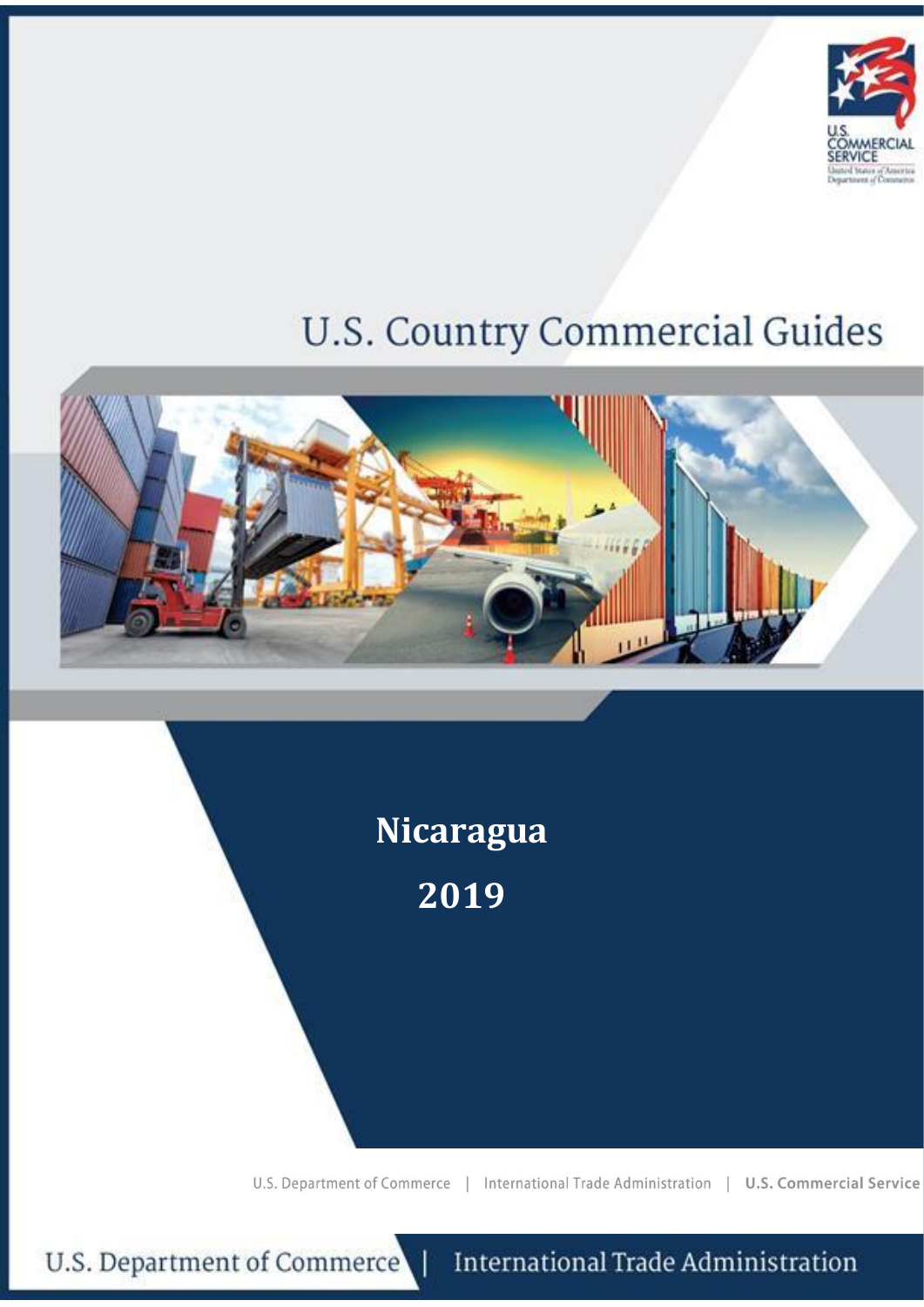U.S. COMMERCIAL SERVICE

United States of America Department of Commerce

# U.S. Country Commercial Guides

## Nicaragua

## 2019

U.S. Department of Commerce | International Trade Administration | **U.S. Commercial Service**

U.S. Department of Commerce | International Trade Administration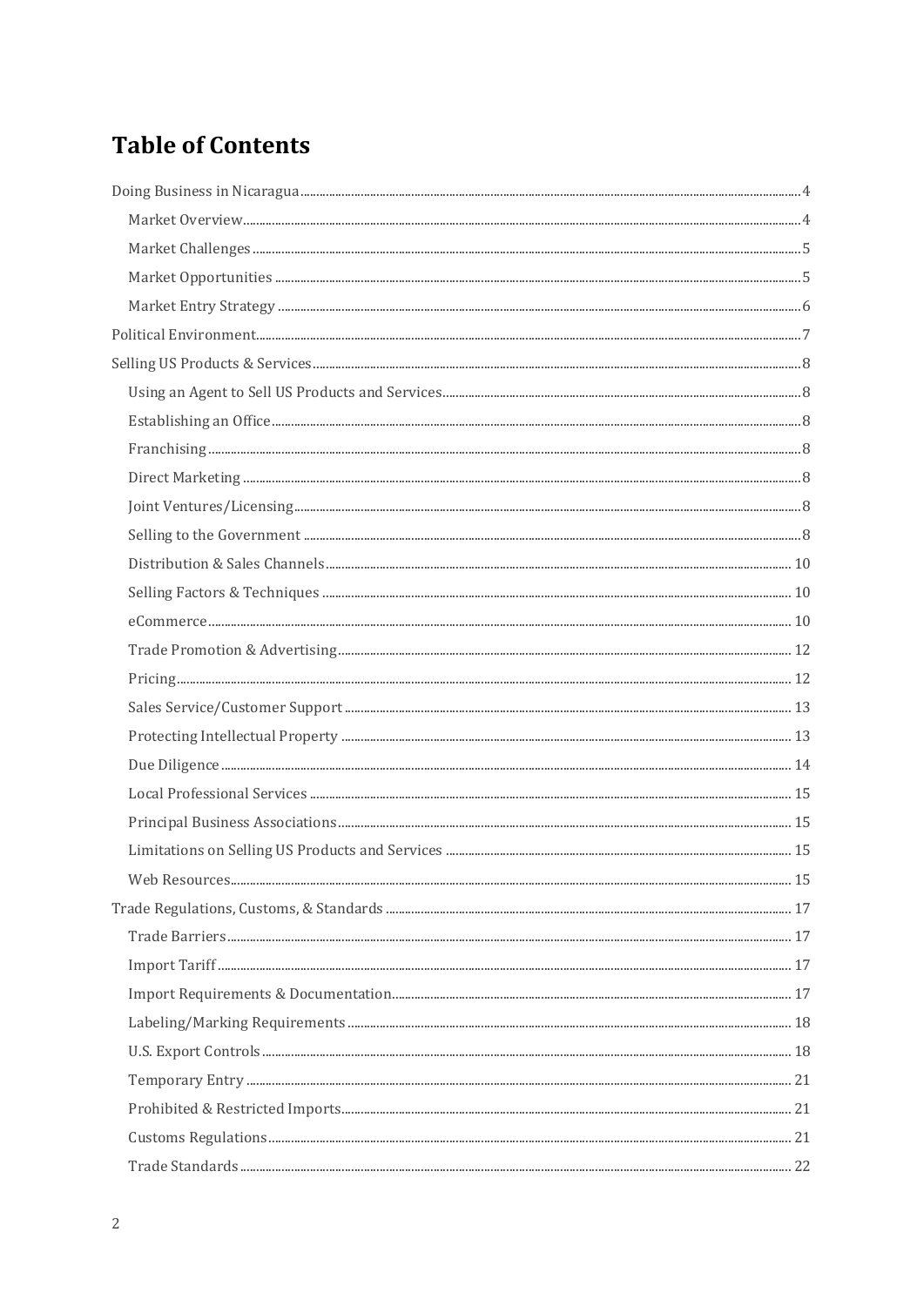# Table of Contents

- Doing Business in Nicaragua ........ 4
  - Market Overview ........ 4
  - Market Challenges ........ 5
  - Market Opportunities ........ 5
  - Market Entry Strategy ........ 6
- Political Environment ........ 7
- Selling US Products & Services ........ 8
  - Using an Agent to Sell US Products and Services ........ 8
  - Establishing an Office ........ 8
  - Franchising ........ 8
  - Direct Marketing ........ 8
  - Joint Ventures/Licensing ........ 8
  - Selling to the Government ........ 8
  - Distribution & Sales Channels ........ 10
  - Selling Factors & Techniques ........ 10
  - eCommerce ........ 10
  - Trade Promotion & Advertising ........ 12
  - Pricing ........ 12
  - Sales Service/Customer Support ........ 13
  - Protecting Intellectual Property ........ 13
  - Due Diligence ........ 14
  - Local Professional Services ........ 15
  - Principal Business Associations ........ 15
  - Limitations on Selling US Products and Services ........ 15
  - Web Resources ........ 15
- Trade Regulations, Customs, & Standards ........ 17
  - Trade Barriers ........ 17
  - Import Tariff ........ 17
  - Import Requirements & Documentation ........ 17
  - Labeling/Marking Requirements ........ 18
  - U.S. Export Controls ........ 18
  - Temporary Entry ........ 21
  - Prohibited & Restricted Imports ........ 21
  - Customs Regulations ........ 21
  - Trade Standards ........ 22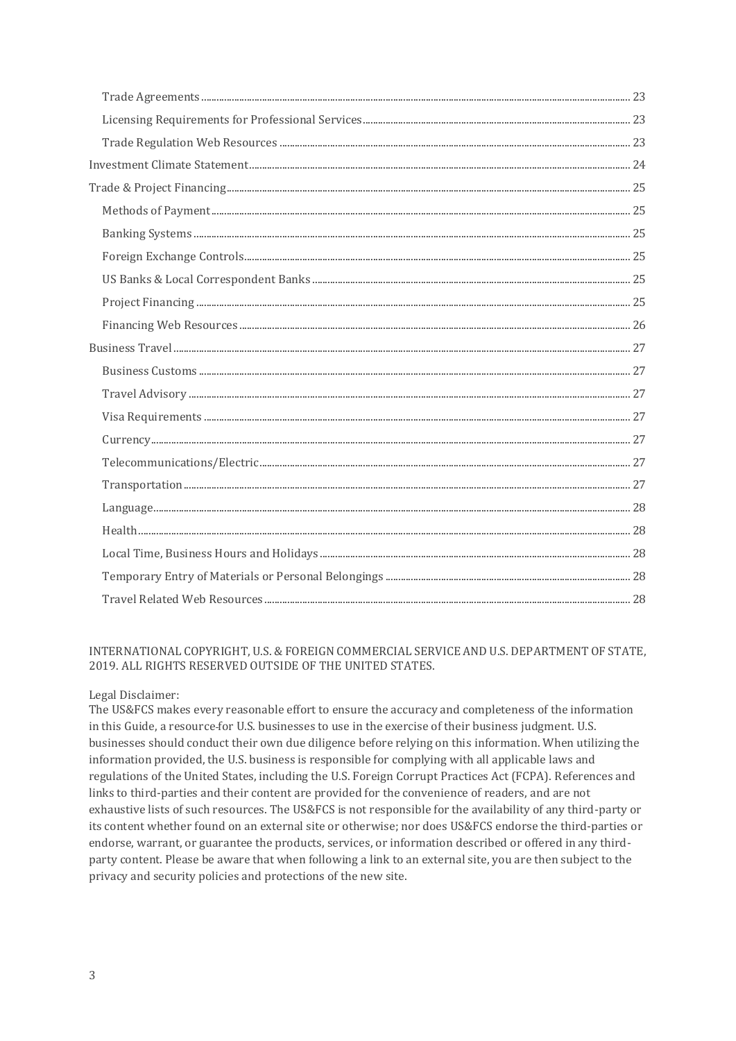- Trade Agreements ........ 23
- Licensing Requirements for Professional Services ........ 23
- Trade Regulation Web Resources ........ 23

Investment Climate Statement ........ 24

Trade & Project Financing ........ 25

- Methods of Payment ........ 25
- Banking Systems ........ 25
- Foreign Exchange Controls ........ 25
- US Banks & Local Correspondent Banks ........ 25
- Project Financing ........ 25
- Financing Web Resources ........ 26

Business Travel ........ 27

- Business Customs ........ 27
- Travel Advisory ........ 27
- Visa Requirements ........ 27
- Currency ........ 27
- Telecommunications/Electric ........ 27
- Transportation ........ 27
- Language ........ 28
- Health ........ 28
- Local Time, Business Hours and Holidays ........ 28
- Temporary Entry of Materials or Personal Belongings ........ 28
- Travel Related Web Resources ........ 28

INTERNATIONAL COPYRIGHT, U.S. & FOREIGN COMMERCIAL SERVICE AND U.S. DEPARTMENT OF STATE, 2019. ALL RIGHTS RESERVED OUTSIDE OF THE UNITED STATES.

Legal Disclaimer:
The US&FCS makes every reasonable effort to ensure the accuracy and completeness of the information in this Guide, a resource for U.S. businesses to use in the exercise of their business judgment. U.S. businesses should conduct their own due diligence before relying on this information. When utilizing the information provided, the U.S. business is responsible for complying with all applicable laws and regulations of the United States, including the U.S. Foreign Corrupt Practices Act (FCPA). References and links to third-parties and their content are provided for the convenience of readers, and are not exhaustive lists of such resources. The US&FCS is not responsible for the availability of any third-party or its content whether found on an external site or otherwise; nor does US&FCS endorse the third-parties or endorse, warrant, or guarantee the products, services, or information described or offered in any third-party content. Please be aware that when following a link to an external site, you are then subject to the privacy and security policies and protections of the new site.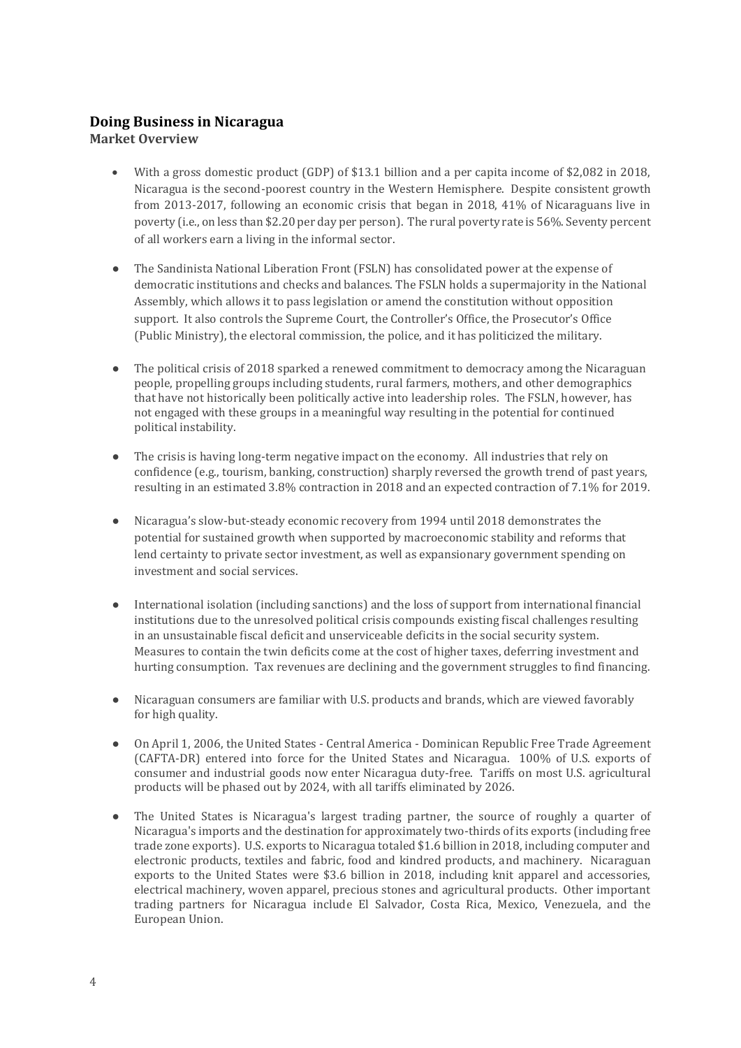## Doing Business in Nicaragua

### Market Overview

- With a gross domestic product (GDP) of $13.1 billion and a per capita income of $2,082 in 2018, Nicaragua is the second-poorest country in the Western Hemisphere. Despite consistent growth from 2013-2017, following an economic crisis that began in 2018, 41% of Nicaraguans live in poverty (i.e., on less than $2.20 per day per person). The rural poverty rate is 56%. Seventy percent of all workers earn a living in the informal sector.

- The Sandinista National Liberation Front (FSLN) has consolidated power at the expense of democratic institutions and checks and balances. The FSLN holds a supermajority in the National Assembly, which allows it to pass legislation or amend the constitution without opposition support. It also controls the Supreme Court, the Controller's Office, the Prosecutor's Office (Public Ministry), the electoral commission, the police, and it has politicized the military.

- The political crisis of 2018 sparked a renewed commitment to democracy among the Nicaraguan people, propelling groups including students, rural farmers, mothers, and other demographics that have not historically been politically active into leadership roles. The FSLN, however, has not engaged with these groups in a meaningful way resulting in the potential for continued political instability.

- The crisis is having long-term negative impact on the economy. All industries that rely on confidence (e.g., tourism, banking, construction) sharply reversed the growth trend of past years, resulting in an estimated 3.8% contraction in 2018 and an expected contraction of 7.1% for 2019.

- Nicaragua's slow-but-steady economic recovery from 1994 until 2018 demonstrates the potential for sustained growth when supported by macroeconomic stability and reforms that lend certainty to private sector investment, as well as expansionary government spending on investment and social services.

- International isolation (including sanctions) and the loss of support from international financial institutions due to the unresolved political crisis compounds existing fiscal challenges resulting in an unsustainable fiscal deficit and unserviceable deficits in the social security system. Measures to contain the twin deficits come at the cost of higher taxes, deferring investment and hurting consumption. Tax revenues are declining and the government struggles to find financing.

- Nicaraguan consumers are familiar with U.S. products and brands, which are viewed favorably for high quality.

- On April 1, 2006, the United States - Central America - Dominican Republic Free Trade Agreement (CAFTA-DR) entered into force for the United States and Nicaragua. 100% of U.S. exports of consumer and industrial goods now enter Nicaragua duty-free. Tariffs on most U.S. agricultural products will be phased out by 2024, with all tariffs eliminated by 2026.

- The United States is Nicaragua's largest trading partner, the source of roughly a quarter of Nicaragua's imports and the destination for approximately two-thirds of its exports (including free trade zone exports). U.S. exports to Nicaragua totaled $1.6 billion in 2018, including computer and electronic products, textiles and fabric, food and kindred products, and machinery. Nicaraguan exports to the United States were $3.6 billion in 2018, including knit apparel and accessories, electrical machinery, woven apparel, precious stones and agricultural products. Other important trading partners for Nicaragua include El Salvador, Costa Rica, Mexico, Venezuela, and the European Union.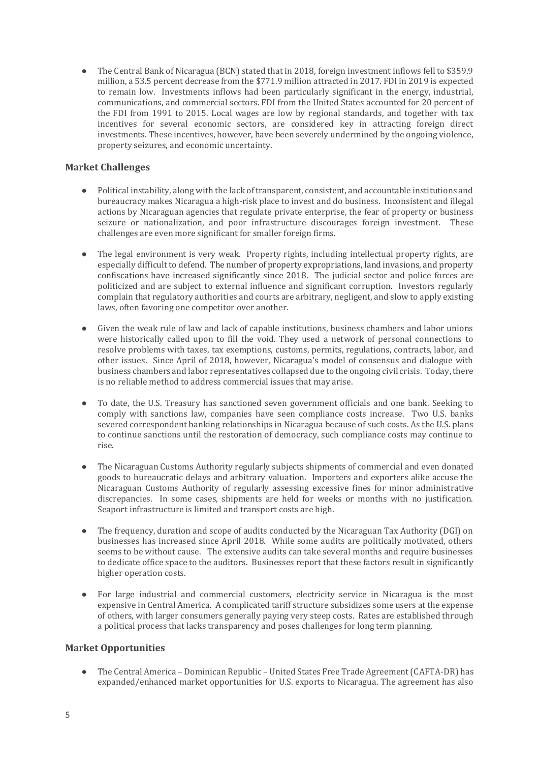- The Central Bank of Nicaragua (BCN) stated that in 2018, foreign investment inflows fell to $359.9 million, a 53.5 percent decrease from the $771.9 million attracted in 2017. FDI in 2019 is expected to remain low. Investments inflows had been particularly significant in the energy, industrial, communications, and commercial sectors. FDI from the United States accounted for 20 percent of the FDI from 1991 to 2015. Local wages are low by regional standards, and together with tax incentives for several economic sectors, are considered key in attracting foreign direct investments. These incentives, however, have been severely undermined by the ongoing violence, property seizures, and economic uncertainty.

### Market Challenges

- Political instability, along with the lack of transparent, consistent, and accountable institutions and bureaucracy makes Nicaragua a high-risk place to invest and do business. Inconsistent and illegal actions by Nicaraguan agencies that regulate private enterprise, the fear of property or business seizure or nationalization, and poor infrastructure discourages foreign investment. These challenges are even more significant for smaller foreign firms.

- The legal environment is very weak. Property rights, including intellectual property rights, are especially difficult to defend. The number of property expropriations, land invasions, and property confiscations have increased significantly since 2018. The judicial sector and police forces are politicized and are subject to external influence and significant corruption. Investors regularly complain that regulatory authorities and courts are arbitrary, negligent, and slow to apply existing laws, often favoring one competitor over another.

- Given the weak rule of law and lack of capable institutions, business chambers and labor unions were historically called upon to fill the void. They used a network of personal connections to resolve problems with taxes, tax exemptions, customs, permits, regulations, contracts, labor, and other issues. Since April of 2018, however, Nicaragua's model of consensus and dialogue with business chambers and labor representatives collapsed due to the ongoing civil crisis. Today, there is no reliable method to address commercial issues that may arise.

- To date, the U.S. Treasury has sanctioned seven government officials and one bank. Seeking to comply with sanctions law, companies have seen compliance costs increase. Two U.S. banks severed correspondent banking relationships in Nicaragua because of such costs. As the U.S. plans to continue sanctions until the restoration of democracy, such compliance costs may continue to rise.

- The Nicaraguan Customs Authority regularly subjects shipments of commercial and even donated goods to bureaucratic delays and arbitrary valuation. Importers and exporters alike accuse the Nicaraguan Customs Authority of regularly assessing excessive fines for minor administrative discrepancies. In some cases, shipments are held for weeks or months with no justification. Seaport infrastructure is limited and transport costs are high.

- The frequency, duration and scope of audits conducted by the Nicaraguan Tax Authority (DGI) on businesses has increased since April 2018. While some audits are politically motivated, others seems to be without cause. The extensive audits can take several months and require businesses to dedicate office space to the auditors. Businesses report that these factors result in significantly higher operation costs.

- For large industrial and commercial customers, electricity service in Nicaragua is the most expensive in Central America. A complicated tariff structure subsidizes some users at the expense of others, with larger consumers generally paying very steep costs. Rates are established through a political process that lacks transparency and poses challenges for long term planning.

### Market Opportunities

- The Central America – Dominican Republic – United States Free Trade Agreement (CAFTA-DR) has expanded/enhanced market opportunities for U.S. exports to Nicaragua. The agreement has also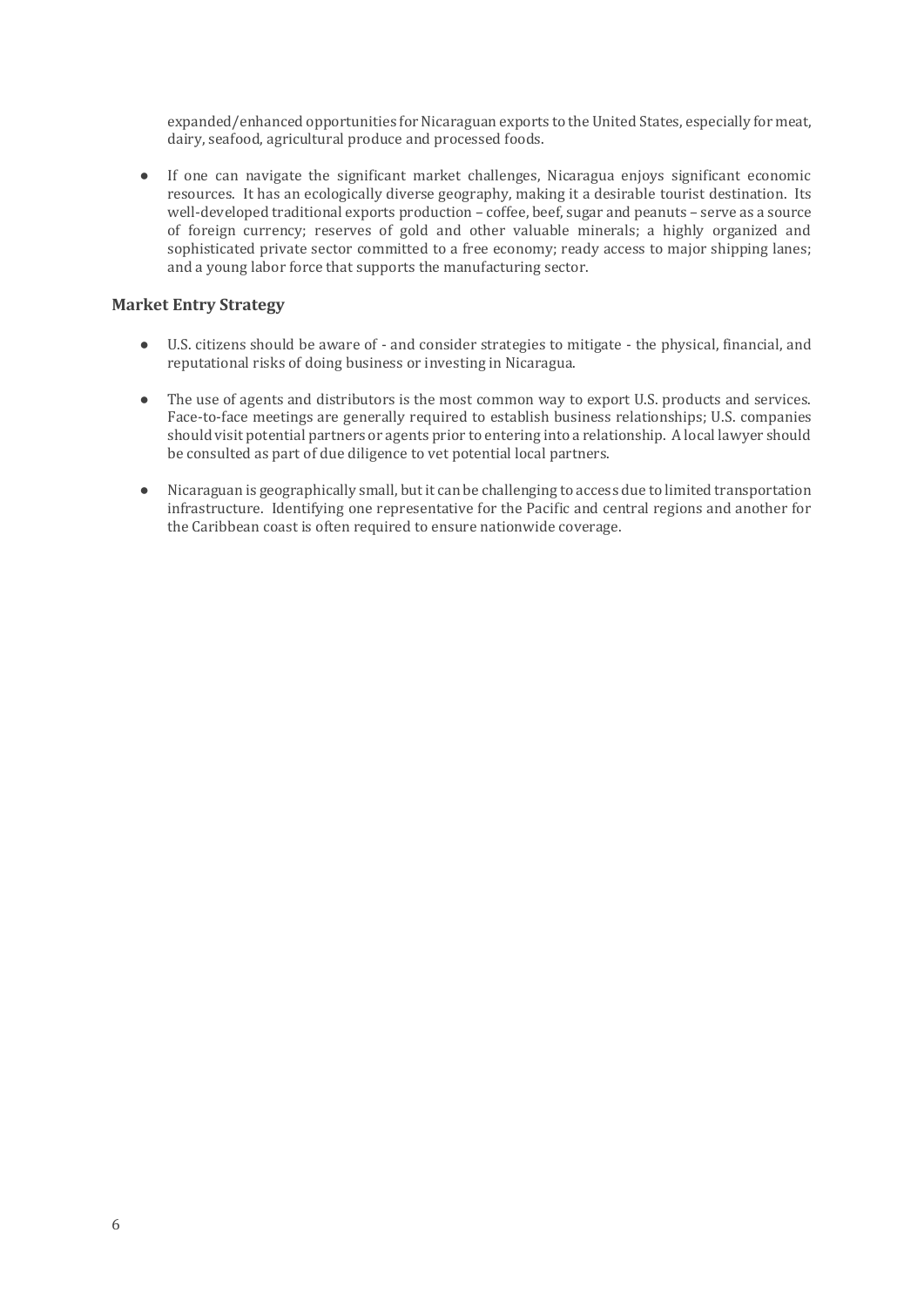expanded/enhanced opportunities for Nicaraguan exports to the United States, especially for meat, dairy, seafood, agricultural produce and processed foods.

- If one can navigate the significant market challenges, Nicaragua enjoys significant economic resources. It has an ecologically diverse geography, making it a desirable tourist destination. Its well-developed traditional exports production – coffee, beef, sugar and peanuts – serve as a source of foreign currency; reserves of gold and other valuable minerals; a highly organized and sophisticated private sector committed to a free economy; ready access to major shipping lanes; and a young labor force that supports the manufacturing sector.

## Market Entry Strategy

- U.S. citizens should be aware of - and consider strategies to mitigate - the physical, financial, and reputational risks of doing business or investing in Nicaragua.
- The use of agents and distributors is the most common way to export U.S. products and services. Face-to-face meetings are generally required to establish business relationships; U.S. companies should visit potential partners or agents prior to entering into a relationship. A local lawyer should be consulted as part of due diligence to vet potential local partners.
- Nicaraguan is geographically small, but it can be challenging to access due to limited transportation infrastructure. Identifying one representative for the Pacific and central regions and another for the Caribbean coast is often required to ensure nationwide coverage.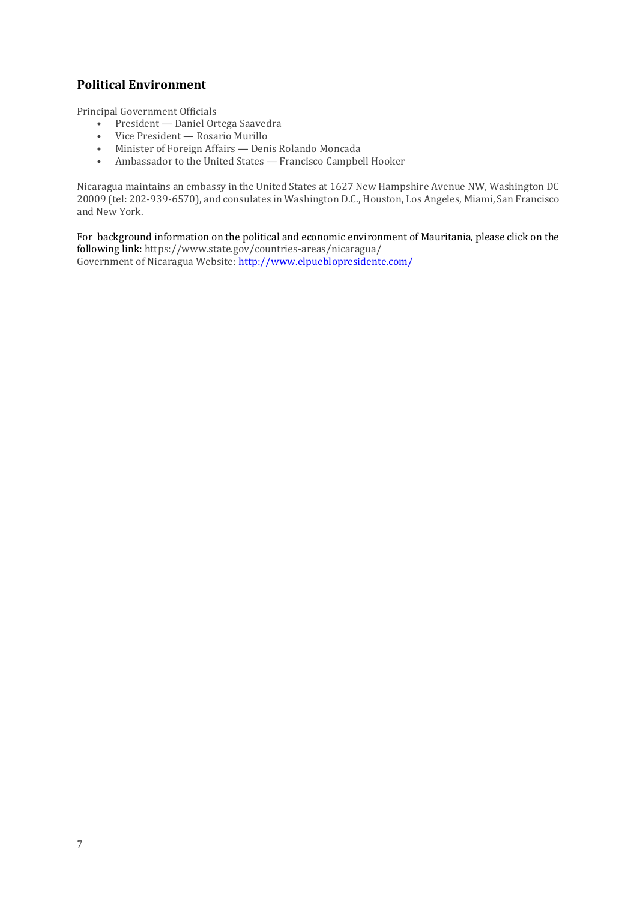## Political Environment

Principal Government Officials

- President — Daniel Ortega Saavedra
- Vice President — Rosario Murillo
- Minister of Foreign Affairs — Denis Rolando Moncada
- Ambassador to the United States — Francisco Campbell Hooker

Nicaragua maintains an embassy in the United States at 1627 New Hampshire Avenue NW, Washington DC 20009 (tel: 202-939-6570), and consulates in Washington D.C., Houston, Los Angeles, Miami, San Francisco and New York.

For background information on the political and economic environment of Mauritania, please click on the following link: https://www.state.gov/countries-areas/nicaragua/
Government of Nicaragua Website: http://www.elpueblopresidente.com/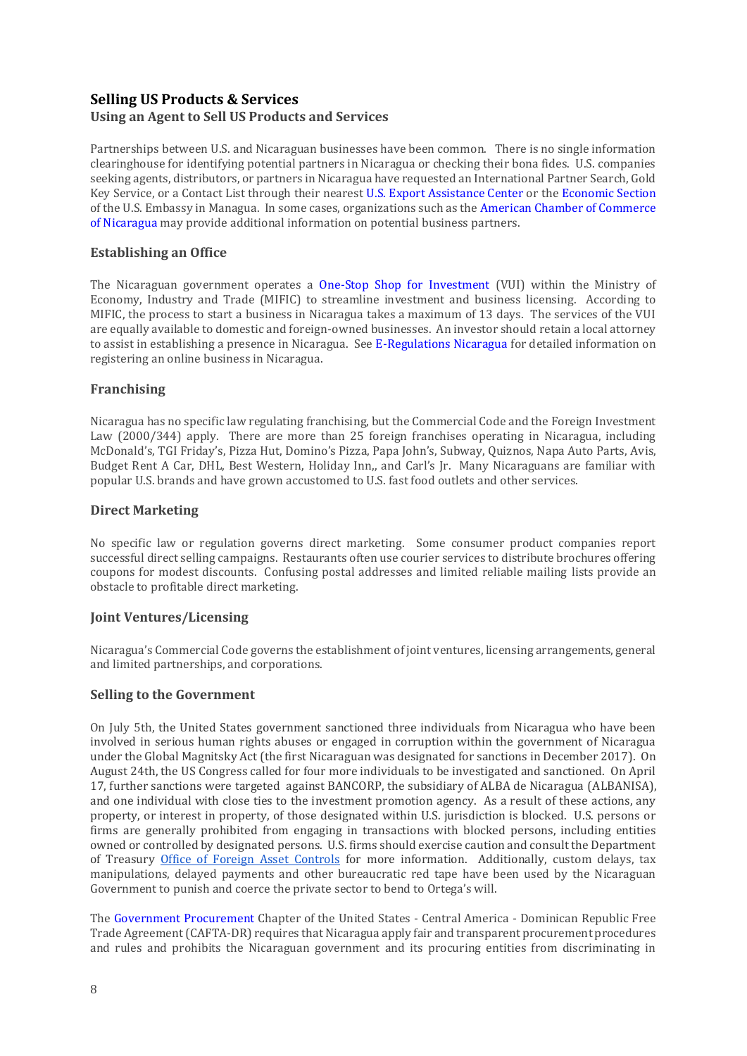## Selling US Products & Services

### Using an Agent to Sell US Products and Services

Partnerships between U.S. and Nicaraguan businesses have been common. There is no single information clearinghouse for identifying potential partners in Nicaragua or checking their bona fides. U.S. companies seeking agents, distributors, or partners in Nicaragua have requested an International Partner Search, Gold Key Service, or a Contact List through their nearest U.S. Export Assistance Center or the Economic Section of the U.S. Embassy in Managua. In some cases, organizations such as the American Chamber of Commerce of Nicaragua may provide additional information on potential business partners.

### Establishing an Office

The Nicaraguan government operates a One-Stop Shop for Investment (VUI) within the Ministry of Economy, Industry and Trade (MIFIC) to streamline investment and business licensing. According to MIFIC, the process to start a business in Nicaragua takes a maximum of 13 days. The services of the VUI are equally available to domestic and foreign-owned businesses. An investor should retain a local attorney to assist in establishing a presence in Nicaragua. See E-Regulations Nicaragua for detailed information on registering an online business in Nicaragua.

### Franchising

Nicaragua has no specific law regulating franchising, but the Commercial Code and the Foreign Investment Law (2000/344) apply. There are more than 25 foreign franchises operating in Nicaragua, including McDonald's, TGI Friday's, Pizza Hut, Domino's Pizza, Papa John's, Subway, Quiznos, Napa Auto Parts, Avis, Budget Rent A Car, DHL, Best Western, Holiday Inn,, and Carl's Jr. Many Nicaraguans are familiar with popular U.S. brands and have grown accustomed to U.S. fast food outlets and other services.

### Direct Marketing

No specific law or regulation governs direct marketing. Some consumer product companies report successful direct selling campaigns. Restaurants often use courier services to distribute brochures offering coupons for modest discounts. Confusing postal addresses and limited reliable mailing lists provide an obstacle to profitable direct marketing.

### Joint Ventures/Licensing

Nicaragua's Commercial Code governs the establishment of joint ventures, licensing arrangements, general and limited partnerships, and corporations.

### Selling to the Government

On July 5th, the United States government sanctioned three individuals from Nicaragua who have been involved in serious human rights abuses or engaged in corruption within the government of Nicaragua under the Global Magnitsky Act (the first Nicaraguan was designated for sanctions in December 2017). On August 24th, the US Congress called for four more individuals to be investigated and sanctioned. On April 17, further sanctions were targeted against BANCORP, the subsidiary of ALBA de Nicaragua (ALBANISA), and one individual with close ties to the investment promotion agency. As a result of these actions, any property, or interest in property, of those designated within U.S. jurisdiction is blocked. U.S. persons or firms are generally prohibited from engaging in transactions with blocked persons, including entities owned or controlled by designated persons. U.S. firms should exercise caution and consult the Department of Treasury Office of Foreign Asset Controls for more information. Additionally, custom delays, tax manipulations, delayed payments and other bureaucratic red tape have been used by the Nicaraguan Government to punish and coerce the private sector to bend to Ortega's will.

The Government Procurement Chapter of the United States - Central America - Dominican Republic Free Trade Agreement (CAFTA-DR) requires that Nicaragua apply fair and transparent procurement procedures and rules and prohibits the Nicaraguan government and its procuring entities from discriminating in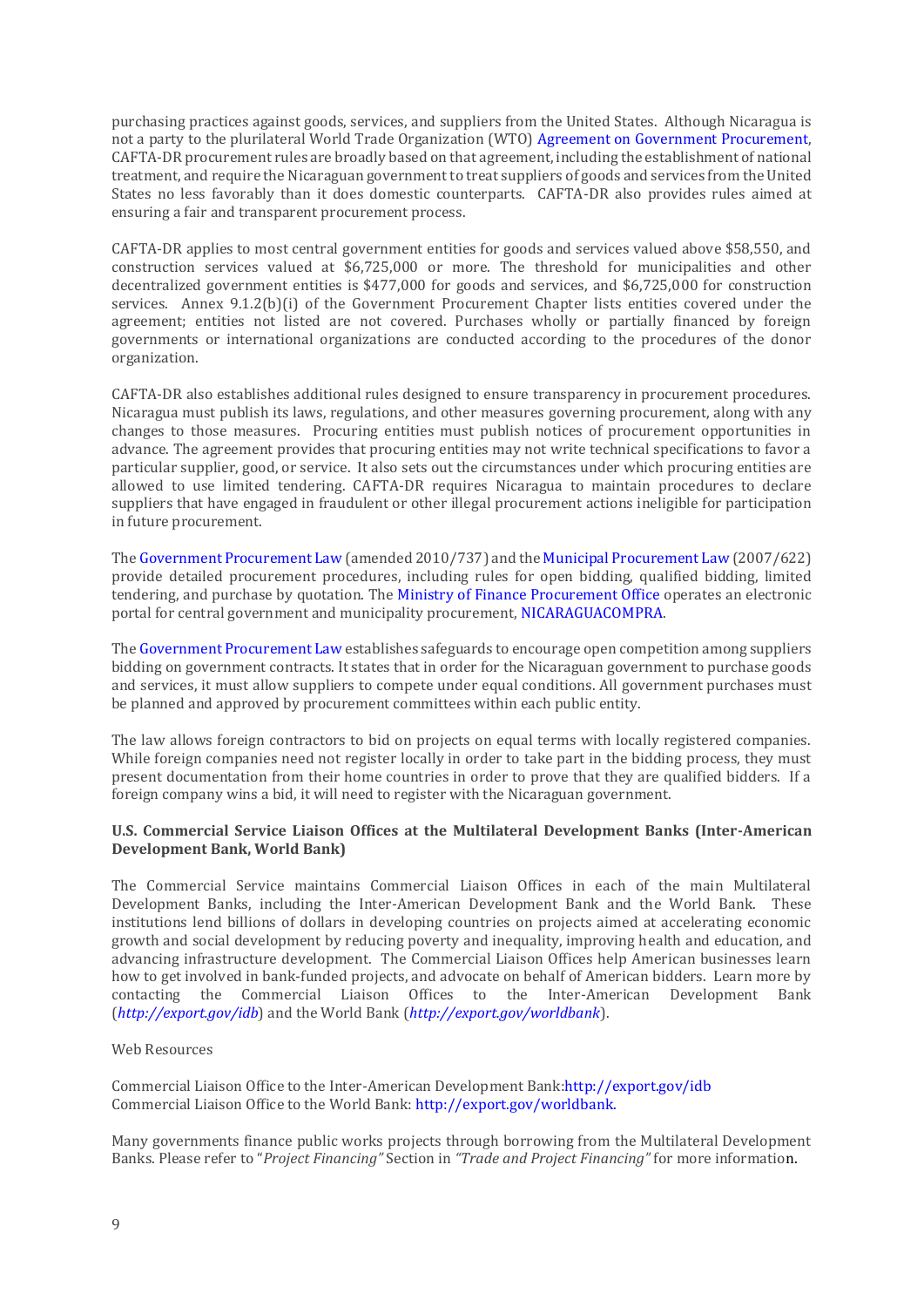purchasing practices against goods, services, and suppliers from the United States. Although Nicaragua is not a party to the plurilateral World Trade Organization (WTO) Agreement on Government Procurement, CAFTA-DR procurement rules are broadly based on that agreement, including the establishment of national treatment, and require the Nicaraguan government to treat suppliers of goods and services from the United States no less favorably than it does domestic counterparts. CAFTA-DR also provides rules aimed at ensuring a fair and transparent procurement process.

CAFTA-DR applies to most central government entities for goods and services valued above $58,550, and construction services valued at $6,725,000 or more. The threshold for municipalities and other decentralized government entities is $477,000 for goods and services, and $6,725,000 for construction services. Annex 9.1.2(b)(i) of the Government Procurement Chapter lists entities covered under the agreement; entities not listed are not covered. Purchases wholly or partially financed by foreign governments or international organizations are conducted according to the procedures of the donor organization.

CAFTA-DR also establishes additional rules designed to ensure transparency in procurement procedures. Nicaragua must publish its laws, regulations, and other measures governing procurement, along with any changes to those measures. Procuring entities must publish notices of procurement opportunities in advance. The agreement provides that procuring entities may not write technical specifications to favor a particular supplier, good, or service. It also sets out the circumstances under which procuring entities are allowed to use limited tendering. CAFTA-DR requires Nicaragua to maintain procedures to declare suppliers that have engaged in fraudulent or other illegal procurement actions ineligible for participation in future procurement.

The Government Procurement Law (amended 2010/737) and the Municipal Procurement Law (2007/622) provide detailed procurement procedures, including rules for open bidding, qualified bidding, limited tendering, and purchase by quotation. The Ministry of Finance Procurement Office operates an electronic portal for central government and municipality procurement, NICARAGUACOMPRA.

The Government Procurement Law establishes safeguards to encourage open competition among suppliers bidding on government contracts. It states that in order for the Nicaraguan government to purchase goods and services, it must allow suppliers to compete under equal conditions. All government purchases must be planned and approved by procurement committees within each public entity.

The law allows foreign contractors to bid on projects on equal terms with locally registered companies. While foreign companies need not register locally in order to take part in the bidding process, they must present documentation from their home countries in order to prove that they are qualified bidders. If a foreign company wins a bid, it will need to register with the Nicaraguan government.

**U.S. Commercial Service Liaison Offices at the Multilateral Development Banks (Inter-American Development Bank, World Bank)**

The Commercial Service maintains Commercial Liaison Offices in each of the main Multilateral Development Banks, including the Inter-American Development Bank and the World Bank. These institutions lend billions of dollars in developing countries on projects aimed at accelerating economic growth and social development by reducing poverty and inequality, improving health and education, and advancing infrastructure development. The Commercial Liaison Offices help American businesses learn how to get involved in bank-funded projects, and advocate on behalf of American bidders. Learn more by contacting the Commercial Liaison Offices to the Inter-American Development Bank (*http://export.gov/idb*) and the World Bank (*http://export.gov/worldbank*).

Web Resources

Commercial Liaison Office to the Inter-American Development Bank:http://export.gov/idb
Commercial Liaison Office to the World Bank: http://export.gov/worldbank.

Many governments finance public works projects through borrowing from the Multilateral Development Banks. Please refer to "*Project Financing"* Section in *"Trade and Project Financing"* for more information.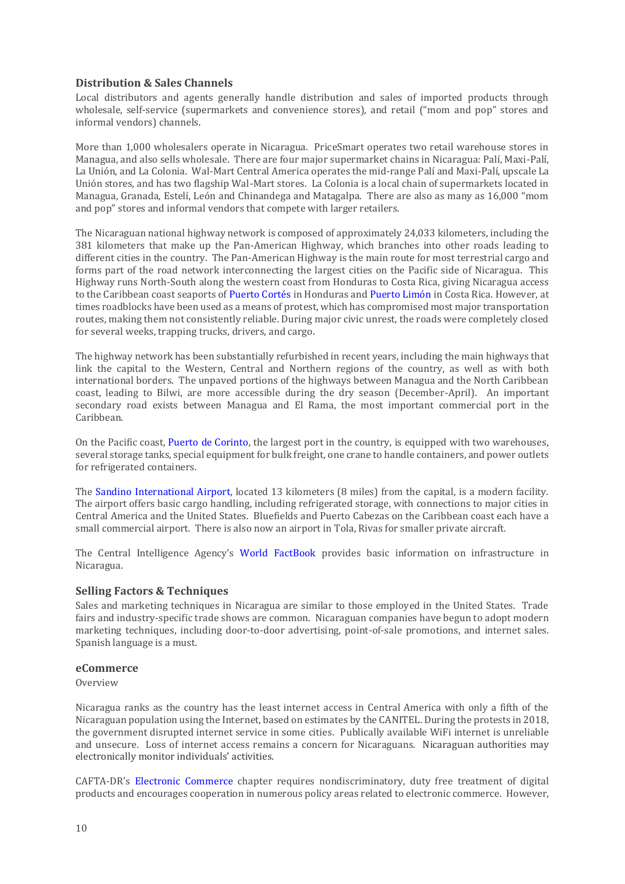## Distribution & Sales Channels

Local distributors and agents generally handle distribution and sales of imported products through wholesale, self-service (supermarkets and convenience stores), and retail ("mom and pop" stores and informal vendors) channels.

More than 1,000 wholesalers operate in Nicaragua. PriceSmart operates two retail warehouse stores in Managua, and also sells wholesale. There are four major supermarket chains in Nicaragua: Palí, Maxi-Palí, La Unión, and La Colonia. Wal-Mart Central America operates the mid-range Palí and Maxi-Palí, upscale La Unión stores, and has two flagship Wal-Mart stores. La Colonia is a local chain of supermarkets located in Managua, Granada, Estelí, León and Chinandega and Matagalpa. There are also as many as 16,000 "mom and pop" stores and informal vendors that compete with larger retailers.

The Nicaraguan national highway network is composed of approximately 24,033 kilometers, including the 381 kilometers that make up the Pan-American Highway, which branches into other roads leading to different cities in the country. The Pan-American Highway is the main route for most terrestrial cargo and forms part of the road network interconnecting the largest cities on the Pacific side of Nicaragua. This Highway runs North-South along the western coast from Honduras to Costa Rica, giving Nicaragua access to the Caribbean coast seaports of Puerto Cortés in Honduras and Puerto Limón in Costa Rica. However, at times roadblocks have been used as a means of protest, which has compromised most major transportation routes, making them not consistently reliable. During major civic unrest, the roads were completely closed for several weeks, trapping trucks, drivers, and cargo.

The highway network has been substantially refurbished in recent years, including the main highways that link the capital to the Western, Central and Northern regions of the country, as well as with both international borders. The unpaved portions of the highways between Managua and the North Caribbean coast, leading to Bilwi, are more accessible during the dry season (December-April). An important secondary road exists between Managua and El Rama, the most important commercial port in the Caribbean.

On the Pacific coast, Puerto de Corinto, the largest port in the country, is equipped with two warehouses, several storage tanks, special equipment for bulk freight, one crane to handle containers, and power outlets for refrigerated containers.

The Sandino International Airport, located 13 kilometers (8 miles) from the capital, is a modern facility. The airport offers basic cargo handling, including refrigerated storage, with connections to major cities in Central America and the United States. Bluefields and Puerto Cabezas on the Caribbean coast each have a small commercial airport. There is also now an airport in Tola, Rivas for smaller private aircraft.

The Central Intelligence Agency's World FactBook provides basic information on infrastructure in Nicaragua.

## Selling Factors & Techniques

Sales and marketing techniques in Nicaragua are similar to those employed in the United States. Trade fairs and industry-specific trade shows are common. Nicaraguan companies have begun to adopt modern marketing techniques, including door-to-door advertising, point-of-sale promotions, and internet sales. Spanish language is a must.

## eCommerce

Overview

Nicaragua ranks as the country has the least internet access in Central America with only a fifth of the Nicaraguan population using the Internet, based on estimates by the CANITEL. During the protests in 2018, the government disrupted internet service in some cities. Publically available WiFi internet is unreliable and unsecure. Loss of internet access remains a concern for Nicaraguans. Nicaraguan authorities may electronically monitor individuals' activities.

CAFTA-DR's Electronic Commerce chapter requires nondiscriminatory, duty free treatment of digital products and encourages cooperation in numerous policy areas related to electronic commerce. However,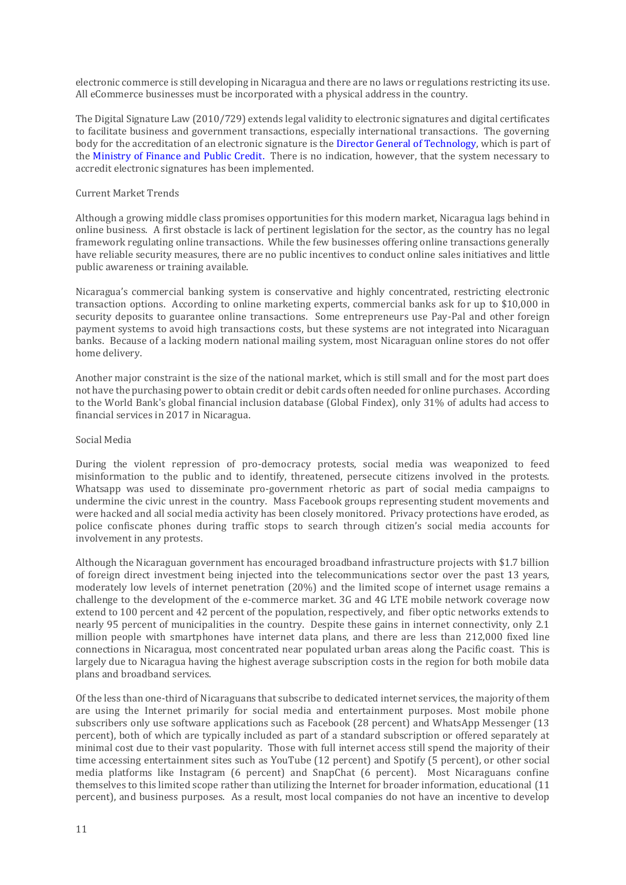electronic commerce is still developing in Nicaragua and there are no laws or regulations restricting its use. All eCommerce businesses must be incorporated with a physical address in the country.

The Digital Signature Law (2010/729) extends legal validity to electronic signatures and digital certificates to facilitate business and government transactions, especially international transactions. The governing body for the accreditation of an electronic signature is the Director General of Technology, which is part of the Ministry of Finance and Public Credit. There is no indication, however, that the system necessary to accredit electronic signatures has been implemented.

## Current Market Trends

Although a growing middle class promises opportunities for this modern market, Nicaragua lags behind in online business. A first obstacle is lack of pertinent legislation for the sector, as the country has no legal framework regulating online transactions. While the few businesses offering online transactions generally have reliable security measures, there are no public incentives to conduct online sales initiatives and little public awareness or training available.

Nicaragua's commercial banking system is conservative and highly concentrated, restricting electronic transaction options. According to online marketing experts, commercial banks ask for up to $10,000 in security deposits to guarantee online transactions. Some entrepreneurs use Pay-Pal and other foreign payment systems to avoid high transactions costs, but these systems are not integrated into Nicaraguan banks. Because of a lacking modern national mailing system, most Nicaraguan online stores do not offer home delivery.

Another major constraint is the size of the national market, which is still small and for the most part does not have the purchasing power to obtain credit or debit cards often needed for online purchases. According to the World Bank's global financial inclusion database (Global Findex), only 31% of adults had access to financial services in 2017 in Nicaragua.

## Social Media

During the violent repression of pro-democracy protests, social media was weaponized to feed misinformation to the public and to identify, threatened, persecute citizens involved in the protests. Whatsapp was used to disseminate pro-government rhetoric as part of social media campaigns to undermine the civic unrest in the country. Mass Facebook groups representing student movements and were hacked and all social media activity has been closely monitored. Privacy protections have eroded, as police confiscate phones during traffic stops to search through citizen's social media accounts for involvement in any protests.

Although the Nicaraguan government has encouraged broadband infrastructure projects with $1.7 billion of foreign direct investment being injected into the telecommunications sector over the past 13 years, moderately low levels of internet penetration (20%) and the limited scope of internet usage remains a challenge to the development of the e-commerce market. 3G and 4G LTE mobile network coverage now extend to 100 percent and 42 percent of the population, respectively, and fiber optic networks extends to nearly 95 percent of municipalities in the country. Despite these gains in internet connectivity, only 2.1 million people with smartphones have internet data plans, and there are less than 212,000 fixed line connections in Nicaragua, most concentrated near populated urban areas along the Pacific coast. This is largely due to Nicaragua having the highest average subscription costs in the region for both mobile data plans and broadband services.

Of the less than one-third of Nicaraguans that subscribe to dedicated internet services, the majority of them are using the Internet primarily for social media and entertainment purposes. Most mobile phone subscribers only use software applications such as Facebook (28 percent) and WhatsApp Messenger (13 percent), both of which are typically included as part of a standard subscription or offered separately at minimal cost due to their vast popularity. Those with full internet access still spend the majority of their time accessing entertainment sites such as YouTube (12 percent) and Spotify (5 percent), or other social media platforms like Instagram (6 percent) and SnapChat (6 percent). Most Nicaraguans confine themselves to this limited scope rather than utilizing the Internet for broader information, educational (11 percent), and business purposes. As a result, most local companies do not have an incentive to develop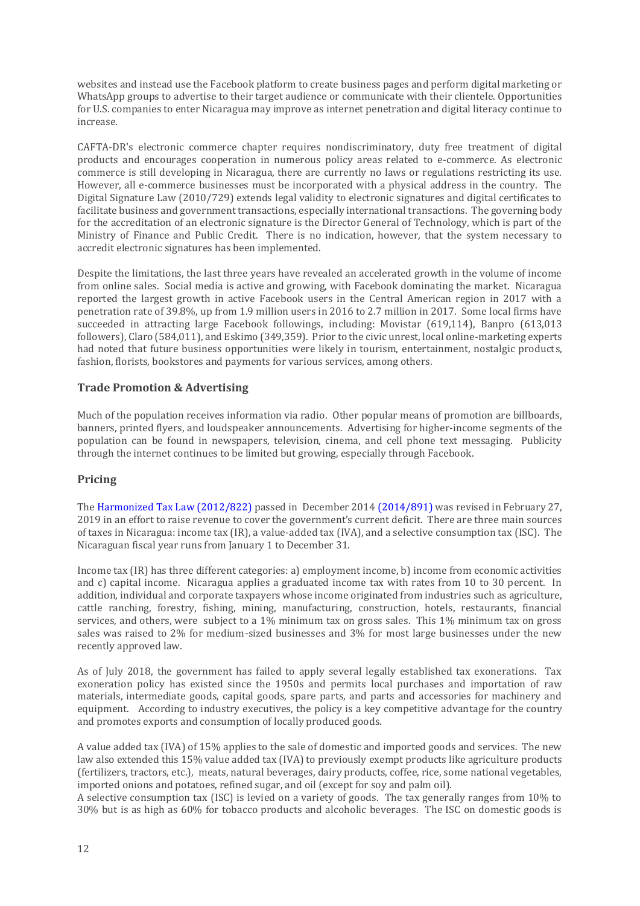websites and instead use the Facebook platform to create business pages and perform digital marketing or WhatsApp groups to advertise to their target audience or communicate with their clientele. Opportunities for U.S. companies to enter Nicaragua may improve as internet penetration and digital literacy continue to increase.

CAFTA-DR's electronic commerce chapter requires nondiscriminatory, duty free treatment of digital products and encourages cooperation in numerous policy areas related to e-commerce. As electronic commerce is still developing in Nicaragua, there are currently no laws or regulations restricting its use. However, all e-commerce businesses must be incorporated with a physical address in the country. The Digital Signature Law (2010/729) extends legal validity to electronic signatures and digital certificates to facilitate business and government transactions, especially international transactions. The governing body for the accreditation of an electronic signature is the Director General of Technology, which is part of the Ministry of Finance and Public Credit. There is no indication, however, that the system necessary to accredit electronic signatures has been implemented.

Despite the limitations, the last three years have revealed an accelerated growth in the volume of income from online sales. Social media is active and growing, with Facebook dominating the market. Nicaragua reported the largest growth in active Facebook users in the Central American region in 2017 with a penetration rate of 39.8%, up from 1.9 million users in 2016 to 2.7 million in 2017. Some local firms have succeeded in attracting large Facebook followings, including: Movistar (619,114), Banpro (613,013 followers), Claro (584,011), and Eskimo (349,359). Prior to the civic unrest, local online-marketing experts had noted that future business opportunities were likely in tourism, entertainment, nostalgic products, fashion, florists, bookstores and payments for various services, among others.

## Trade Promotion & Advertising

Much of the population receives information via radio. Other popular means of promotion are billboards, banners, printed flyers, and loudspeaker announcements. Advertising for higher-income segments of the population can be found in newspapers, television, cinema, and cell phone text messaging. Publicity through the internet continues to be limited but growing, especially through Facebook.

## Pricing

The Harmonized Tax Law (2012/822) passed in December 2014 (2014/891) was revised in February 27, 2019 in an effort to raise revenue to cover the government's current deficit. There are three main sources of taxes in Nicaragua: income tax (IR), a value-added tax (IVA), and a selective consumption tax (ISC). The Nicaraguan fiscal year runs from January 1 to December 31.

Income tax (IR) has three different categories: a) employment income, b) income from economic activities and c) capital income. Nicaragua applies a graduated income tax with rates from 10 to 30 percent. In addition, individual and corporate taxpayers whose income originated from industries such as agriculture, cattle ranching, forestry, fishing, mining, manufacturing, construction, hotels, restaurants, financial services, and others, were subject to a 1% minimum tax on gross sales. This 1% minimum tax on gross sales was raised to 2% for medium-sized businesses and 3% for most large businesses under the new recently approved law.

As of July 2018, the government has failed to apply several legally established tax exonerations. Tax exoneration policy has existed since the 1950s and permits local purchases and importation of raw materials, intermediate goods, capital goods, spare parts, and parts and accessories for machinery and equipment. According to industry executives, the policy is a key competitive advantage for the country and promotes exports and consumption of locally produced goods.

A value added tax (IVA) of 15% applies to the sale of domestic and imported goods and services. The new law also extended this 15% value added tax (IVA) to previously exempt products like agriculture products (fertilizers, tractors, etc.), meats, natural beverages, dairy products, coffee, rice, some national vegetables, imported onions and potatoes, refined sugar, and oil (except for soy and palm oil).

A selective consumption tax (ISC) is levied on a variety of goods. The tax generally ranges from 10% to 30% but is as high as 60% for tobacco products and alcoholic beverages. The ISC on domestic goods is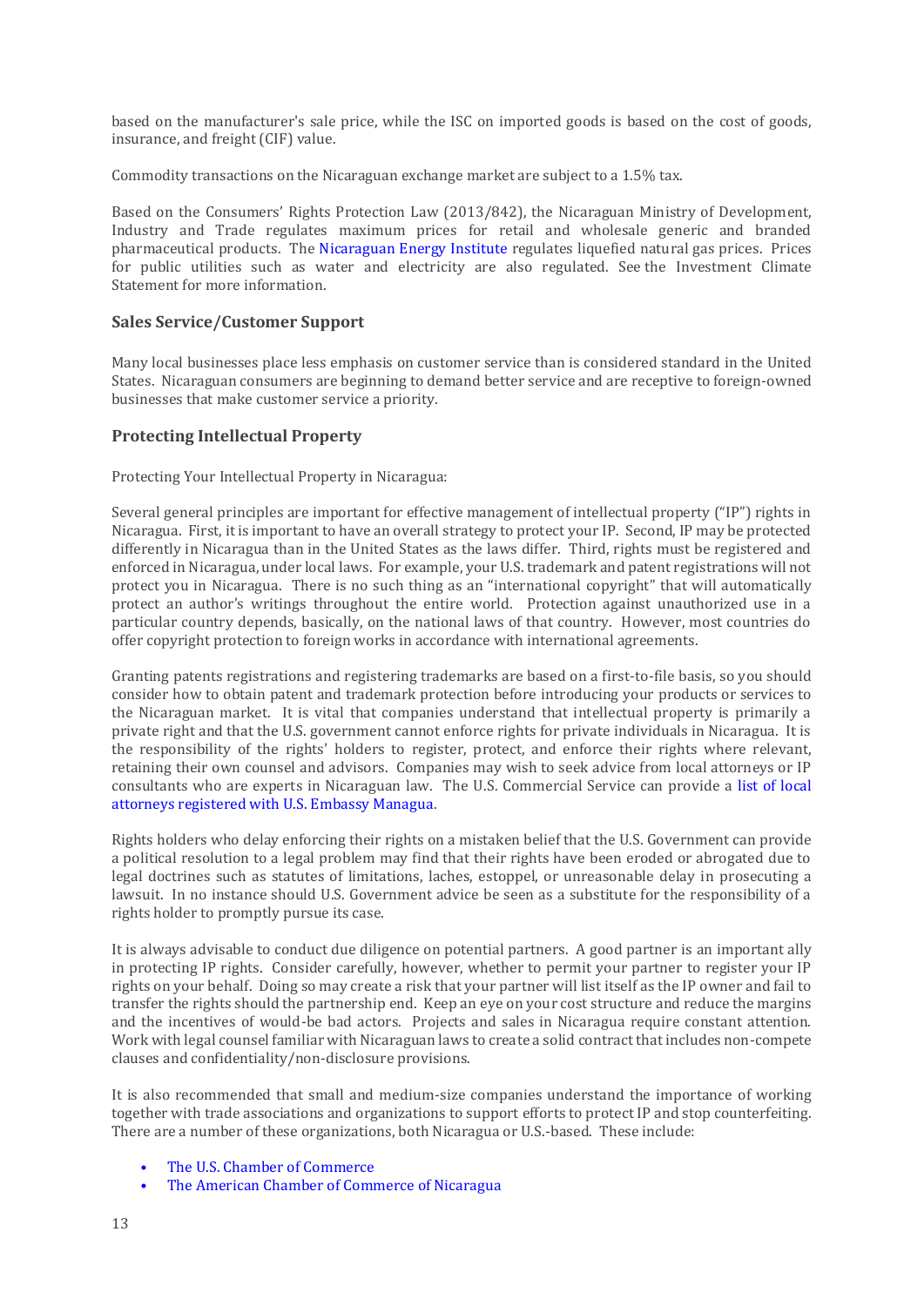based on the manufacturer's sale price, while the ISC on imported goods is based on the cost of goods, insurance, and freight (CIF) value.

Commodity transactions on the Nicaraguan exchange market are subject to a 1.5% tax.

Based on the Consumers' Rights Protection Law (2013/842), the Nicaraguan Ministry of Development, Industry and Trade regulates maximum prices for retail and wholesale generic and branded pharmaceutical products. The Nicaraguan Energy Institute regulates liquefied natural gas prices. Prices for public utilities such as water and electricity are also regulated. See the Investment Climate Statement for more information.

### Sales Service/Customer Support

Many local businesses place less emphasis on customer service than is considered standard in the United States. Nicaraguan consumers are beginning to demand better service and are receptive to foreign-owned businesses that make customer service a priority.

### Protecting Intellectual Property

Protecting Your Intellectual Property in Nicaragua:

Several general principles are important for effective management of intellectual property ("IP") rights in Nicaragua. First, it is important to have an overall strategy to protect your IP. Second, IP may be protected differently in Nicaragua than in the United States as the laws differ. Third, rights must be registered and enforced in Nicaragua, under local laws. For example, your U.S. trademark and patent registrations will not protect you in Nicaragua. There is no such thing as an "international copyright" that will automatically protect an author's writings throughout the entire world. Protection against unauthorized use in a particular country depends, basically, on the national laws of that country. However, most countries do offer copyright protection to foreign works in accordance with international agreements.

Granting patents registrations and registering trademarks are based on a first-to-file basis, so you should consider how to obtain patent and trademark protection before introducing your products or services to the Nicaraguan market. It is vital that companies understand that intellectual property is primarily a private right and that the U.S. government cannot enforce rights for private individuals in Nicaragua. It is the responsibility of the rights' holders to register, protect, and enforce their rights where relevant, retaining their own counsel and advisors. Companies may wish to seek advice from local attorneys or IP consultants who are experts in Nicaraguan law. The U.S. Commercial Service can provide a list of local attorneys registered with U.S. Embassy Managua.

Rights holders who delay enforcing their rights on a mistaken belief that the U.S. Government can provide a political resolution to a legal problem may find that their rights have been eroded or abrogated due to legal doctrines such as statutes of limitations, laches, estoppel, or unreasonable delay in prosecuting a lawsuit. In no instance should U.S. Government advice be seen as a substitute for the responsibility of a rights holder to promptly pursue its case.

It is always advisable to conduct due diligence on potential partners. A good partner is an important ally in protecting IP rights. Consider carefully, however, whether to permit your partner to register your IP rights on your behalf. Doing so may create a risk that your partner will list itself as the IP owner and fail to transfer the rights should the partnership end. Keep an eye on your cost structure and reduce the margins and the incentives of would-be bad actors. Projects and sales in Nicaragua require constant attention. Work with legal counsel familiar with Nicaraguan laws to create a solid contract that includes non-compete clauses and confidentiality/non-disclosure provisions.

It is also recommended that small and medium-size companies understand the importance of working together with trade associations and organizations to support efforts to protect IP and stop counterfeiting. There are a number of these organizations, both Nicaragua or U.S.-based. These include:

- The U.S. Chamber of Commerce
- The American Chamber of Commerce of Nicaragua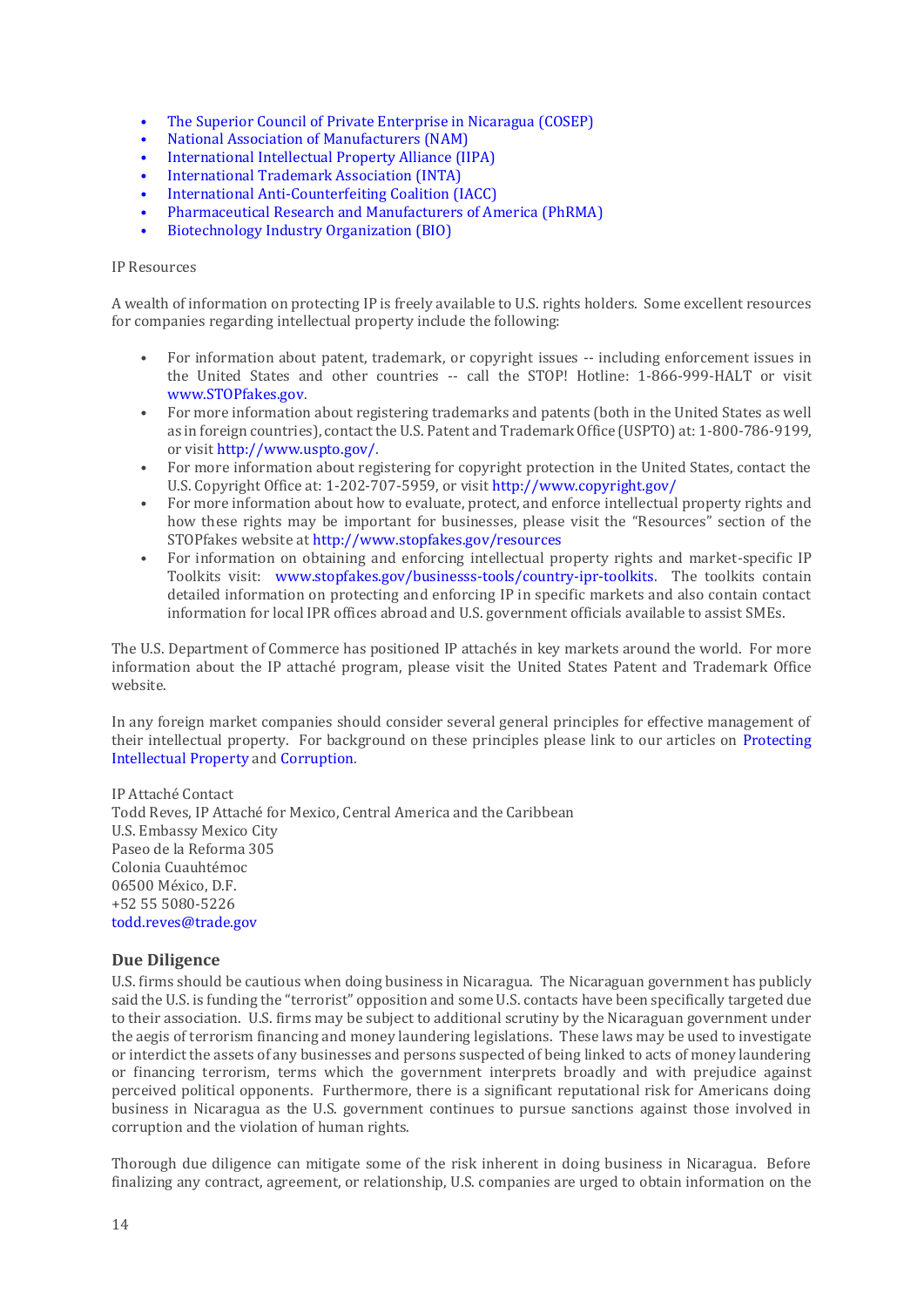- The Superior Council of Private Enterprise in Nicaragua (COSEP)
- National Association of Manufacturers (NAM)
- International Intellectual Property Alliance (IIPA)
- International Trademark Association (INTA)
- International Anti-Counterfeiting Coalition (IACC)
- Pharmaceutical Research and Manufacturers of America (PhRMA)
- Biotechnology Industry Organization (BIO)

IP Resources

A wealth of information on protecting IP is freely available to U.S. rights holders. Some excellent resources for companies regarding intellectual property include the following:

- For information about patent, trademark, or copyright issues -- including enforcement issues in the United States and other countries -- call the STOP! Hotline: 1-866-999-HALT or visit www.STOPfakes.gov.
- For more information about registering trademarks and patents (both in the United States as well as in foreign countries), contact the U.S. Patent and Trademark Office (USPTO) at: 1-800-786-9199, or visit http://www.uspto.gov/.
- For more information about registering for copyright protection in the United States, contact the U.S. Copyright Office at: 1-202-707-5959, or visit http://www.copyright.gov/
- For more information about how to evaluate, protect, and enforce intellectual property rights and how these rights may be important for businesses, please visit the "Resources" section of the STOPfakes website at http://www.stopfakes.gov/resources
- For information on obtaining and enforcing intellectual property rights and market-specific IP Toolkits visit: www.stopfakes.gov/businesss-tools/country-ipr-toolkits. The toolkits contain detailed information on protecting and enforcing IP in specific markets and also contain contact information for local IPR offices abroad and U.S. government officials available to assist SMEs.

The U.S. Department of Commerce has positioned IP attachés in key markets around the world. For more information about the IP attaché program, please visit the United States Patent and Trademark Office website.

In any foreign market companies should consider several general principles for effective management of their intellectual property. For background on these principles please link to our articles on Protecting Intellectual Property and Corruption.

IP Attaché Contact
Todd Reves, IP Attaché for Mexico, Central America and the Caribbean
U.S. Embassy Mexico City
Paseo de la Reforma 305
Colonia Cuauhtémoc
06500 México, D.F.
+52 55 5080-5226
todd.reves@trade.gov

## Due Diligence

U.S. firms should be cautious when doing business in Nicaragua. The Nicaraguan government has publicly said the U.S. is funding the "terrorist" opposition and some U.S. contacts have been specifically targeted due to their association. U.S. firms may be subject to additional scrutiny by the Nicaraguan government under the aegis of terrorism financing and money laundering legislations. These laws may be used to investigate or interdict the assets of any businesses and persons suspected of being linked to acts of money laundering or financing terrorism, terms which the government interprets broadly and with prejudice against perceived political opponents. Furthermore, there is a significant reputational risk for Americans doing business in Nicaragua as the U.S. government continues to pursue sanctions against those involved in corruption and the violation of human rights.

Thorough due diligence can mitigate some of the risk inherent in doing business in Nicaragua. Before finalizing any contract, agreement, or relationship, U.S. companies are urged to obtain information on the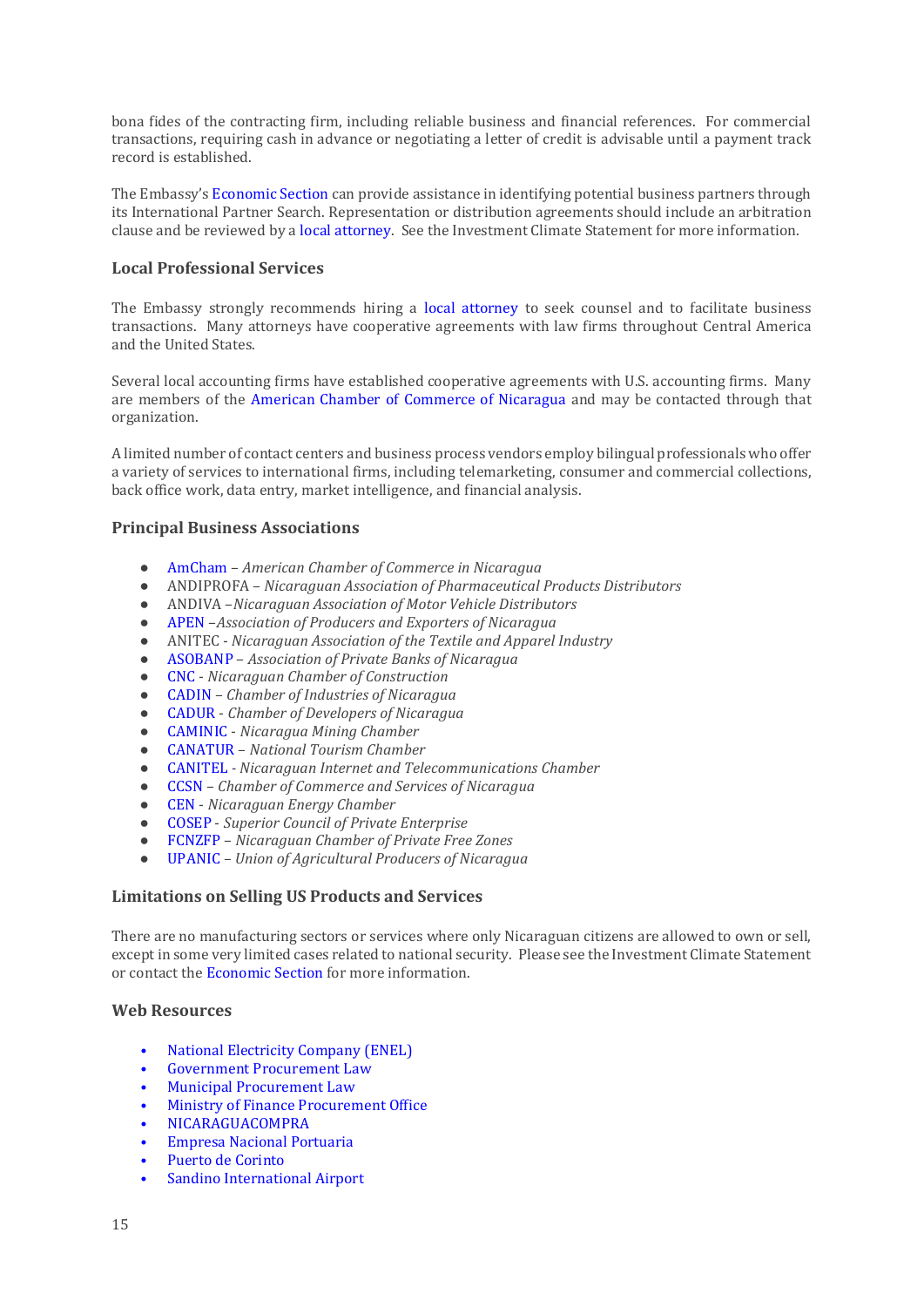bona fides of the contracting firm, including reliable business and financial references. For commercial transactions, requiring cash in advance or negotiating a letter of credit is advisable until a payment track record is established.

The Embassy's Economic Section can provide assistance in identifying potential business partners through its International Partner Search. Representation or distribution agreements should include an arbitration clause and be reviewed by a local attorney. See the Investment Climate Statement for more information.

### Local Professional Services

The Embassy strongly recommends hiring a local attorney to seek counsel and to facilitate business transactions. Many attorneys have cooperative agreements with law firms throughout Central America and the United States.

Several local accounting firms have established cooperative agreements with U.S. accounting firms. Many are members of the American Chamber of Commerce of Nicaragua and may be contacted through that organization.

A limited number of contact centers and business process vendors employ bilingual professionals who offer a variety of services to international firms, including telemarketing, consumer and commercial collections, back office work, data entry, market intelligence, and financial analysis.

### Principal Business Associations

- AmCham – *American Chamber of Commerce in Nicaragua*
- ANDIPROFA – *Nicaraguan Association of Pharmaceutical Products Distributors*
- ANDIVA –*Nicaraguan Association of Motor Vehicle Distributors*
- APEN –*Association of Producers and Exporters of Nicaragua*
- ANITEC - *Nicaraguan Association of the Textile and Apparel Industry*
- ASOBANP – *Association of Private Banks of Nicaragua*
- CNC - *Nicaraguan Chamber of Construction*
- CADIN – *Chamber of Industries of Nicaragua*
- CADUR - *Chamber of Developers of Nicaragua*
- CAMINIC - *Nicaragua Mining Chamber*
- CANATUR – *National Tourism Chamber*
- CANITEL - *Nicaraguan Internet and Telecommunications Chamber*
- CCSN – *Chamber of Commerce and Services of Nicaragua*
- CEN - *Nicaraguan Energy Chamber*
- COSEP - *Superior Council of Private Enterprise*
- FCNZFP – *Nicaraguan Chamber of Private Free Zones*
- UPANIC – *Union of Agricultural Producers of Nicaragua*

### Limitations on Selling US Products and Services

There are no manufacturing sectors or services where only Nicaraguan citizens are allowed to own or sell, except in some very limited cases related to national security. Please see the Investment Climate Statement or contact the Economic Section for more information.

### Web Resources

- National Electricity Company (ENEL)
- Government Procurement Law
- Municipal Procurement Law
- Ministry of Finance Procurement Office
- NICARAGUACOMPRA
- Empresa Nacional Portuaria
- Puerto de Corinto
- Sandino International Airport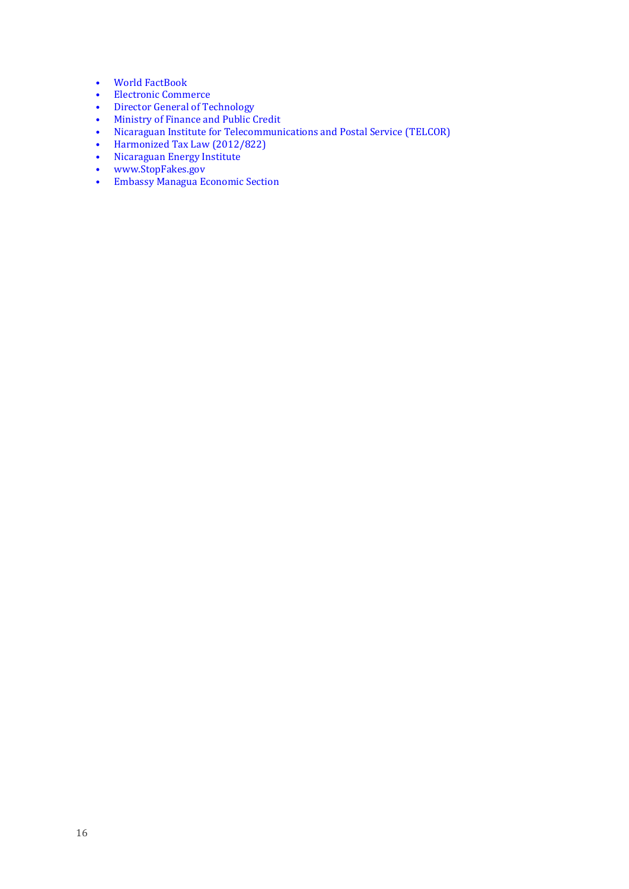- World FactBook
- Electronic Commerce
- Director General of Technology
- Ministry of Finance and Public Credit
- Nicaraguan Institute for Telecommunications and Postal Service (TELCOR)
- Harmonized Tax Law (2012/822)
- Nicaraguan Energy Institute
- www.StopFakes.gov
- Embassy Managua Economic Section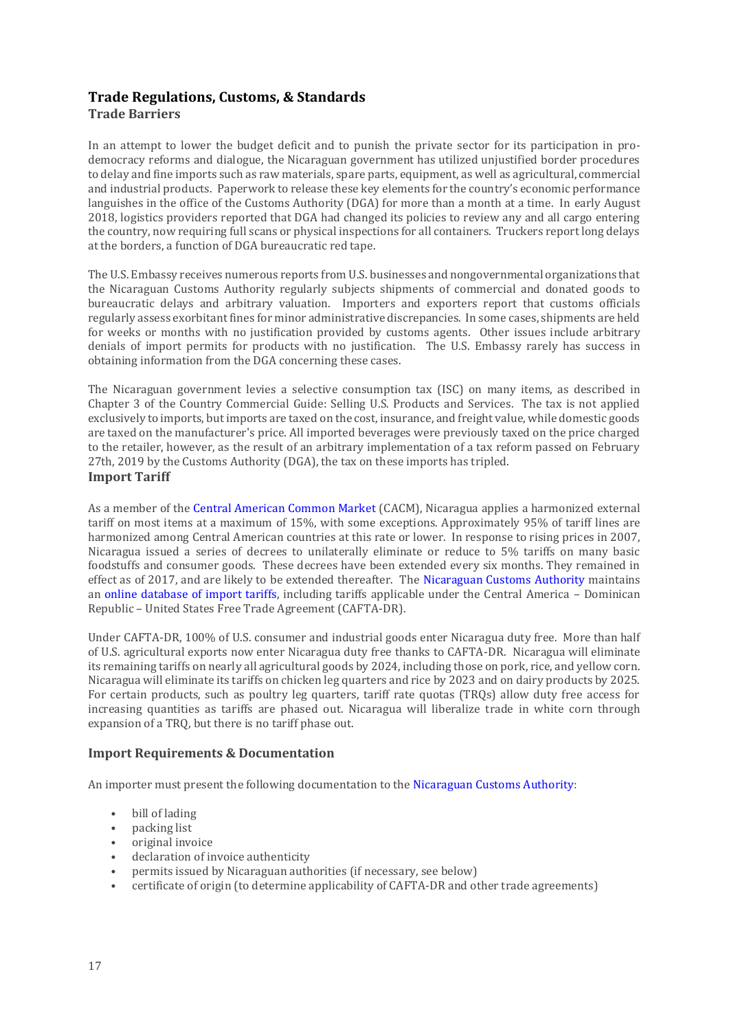## Trade Regulations, Customs, & Standards

### Trade Barriers

In an attempt to lower the budget deficit and to punish the private sector for its participation in pro-democracy reforms and dialogue, the Nicaraguan government has utilized unjustified border procedures to delay and fine imports such as raw materials, spare parts, equipment, as well as agricultural, commercial and industrial products. Paperwork to release these key elements for the country's economic performance languishes in the office of the Customs Authority (DGA) for more than a month at a time. In early August 2018, logistics providers reported that DGA had changed its policies to review any and all cargo entering the country, now requiring full scans or physical inspections for all containers. Truckers report long delays at the borders, a function of DGA bureaucratic red tape.

The U.S. Embassy receives numerous reports from U.S. businesses and nongovernmental organizations that the Nicaraguan Customs Authority regularly subjects shipments of commercial and donated goods to bureaucratic delays and arbitrary valuation. Importers and exporters report that customs officials regularly assess exorbitant fines for minor administrative discrepancies. In some cases, shipments are held for weeks or months with no justification provided by customs agents. Other issues include arbitrary denials of import permits for products with no justification. The U.S. Embassy rarely has success in obtaining information from the DGA concerning these cases.

The Nicaraguan government levies a selective consumption tax (ISC) on many items, as described in Chapter 3 of the Country Commercial Guide: Selling U.S. Products and Services. The tax is not applied exclusively to imports, but imports are taxed on the cost, insurance, and freight value, while domestic goods are taxed on the manufacturer's price. All imported beverages were previously taxed on the price charged to the retailer, however, as the result of an arbitrary implementation of a tax reform passed on February 27th, 2019 by the Customs Authority (DGA), the tax on these imports has tripled.

### Import Tariff

As a member of the Central American Common Market (CACM), Nicaragua applies a harmonized external tariff on most items at a maximum of 15%, with some exceptions. Approximately 95% of tariff lines are harmonized among Central American countries at this rate or lower. In response to rising prices in 2007, Nicaragua issued a series of decrees to unilaterally eliminate or reduce to 5% tariffs on many basic foodstuffs and consumer goods. These decrees have been extended every six months. They remained in effect as of 2017, and are likely to be extended thereafter. The Nicaraguan Customs Authority maintains an online database of import tariffs, including tariffs applicable under the Central America – Dominican Republic – United States Free Trade Agreement (CAFTA-DR).

Under CAFTA-DR, 100% of U.S. consumer and industrial goods enter Nicaragua duty free. More than half of U.S. agricultural exports now enter Nicaragua duty free thanks to CAFTA-DR. Nicaragua will eliminate its remaining tariffs on nearly all agricultural goods by 2024, including those on pork, rice, and yellow corn. Nicaragua will eliminate its tariffs on chicken leg quarters and rice by 2023 and on dairy products by 2025. For certain products, such as poultry leg quarters, tariff rate quotas (TRQs) allow duty free access for increasing quantities as tariffs are phased out. Nicaragua will liberalize trade in white corn through expansion of a TRQ, but there is no tariff phase out.

### Import Requirements & Documentation

An importer must present the following documentation to the Nicaraguan Customs Authority:

- bill of lading
- packing list
- original invoice
- declaration of invoice authenticity
- permits issued by Nicaraguan authorities (if necessary, see below)
- certificate of origin (to determine applicability of CAFTA-DR and other trade agreements)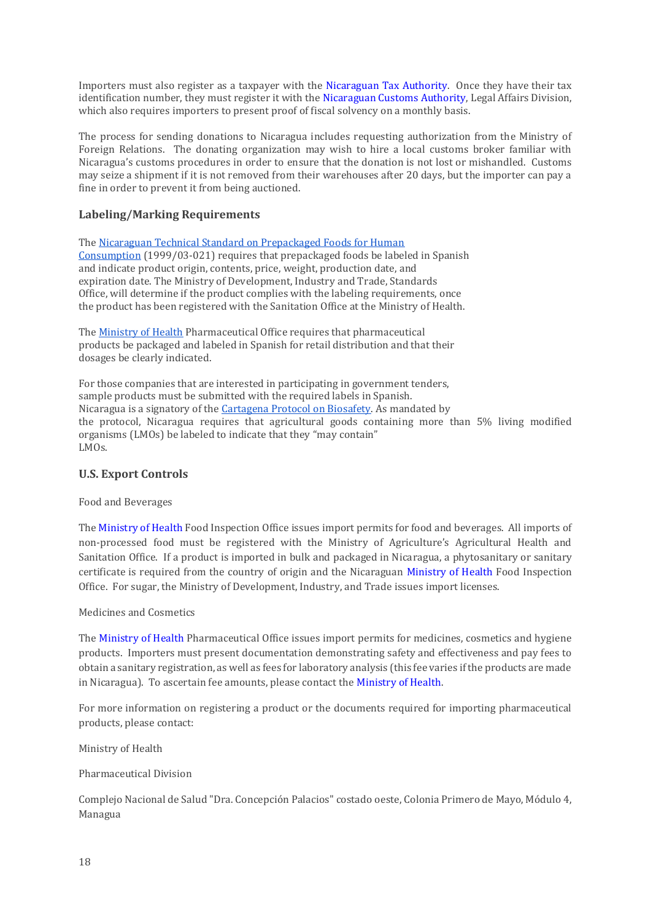Importers must also register as a taxpayer with the Nicaraguan Tax Authority. Once they have their tax identification number, they must register it with the Nicaraguan Customs Authority, Legal Affairs Division, which also requires importers to present proof of fiscal solvency on a monthly basis.

The process for sending donations to Nicaragua includes requesting authorization from the Ministry of Foreign Relations. The donating organization may wish to hire a local customs broker familiar with Nicaragua's customs procedures in order to ensure that the donation is not lost or mishandled. Customs may seize a shipment if it is not removed from their warehouses after 20 days, but the importer can pay a fine in order to prevent it from being auctioned.

### Labeling/Marking Requirements

The Nicaraguan Technical Standard on Prepackaged Foods for Human Consumption (1999/03-021) requires that prepackaged foods be labeled in Spanish and indicate product origin, contents, price, weight, production date, and expiration date. The Ministry of Development, Industry and Trade, Standards Office, will determine if the product complies with the labeling requirements, once the product has been registered with the Sanitation Office at the Ministry of Health.

The Ministry of Health Pharmaceutical Office requires that pharmaceutical products be packaged and labeled in Spanish for retail distribution and that their dosages be clearly indicated.

For those companies that are interested in participating in government tenders, sample products must be submitted with the required labels in Spanish. Nicaragua is a signatory of the Cartagena Protocol on Biosafety. As mandated by the protocol, Nicaragua requires that agricultural goods containing more than 5% living modified organisms (LMOs) be labeled to indicate that they "may contain" LMOs.

### U.S. Export Controls

Food and Beverages

The Ministry of Health Food Inspection Office issues import permits for food and beverages. All imports of non-processed food must be registered with the Ministry of Agriculture's Agricultural Health and Sanitation Office. If a product is imported in bulk and packaged in Nicaragua, a phytosanitary or sanitary certificate is required from the country of origin and the Nicaraguan Ministry of Health Food Inspection Office. For sugar, the Ministry of Development, Industry, and Trade issues import licenses.

Medicines and Cosmetics

The Ministry of Health Pharmaceutical Office issues import permits for medicines, cosmetics and hygiene products. Importers must present documentation demonstrating safety and effectiveness and pay fees to obtain a sanitary registration, as well as fees for laboratory analysis (this fee varies if the products are made in Nicaragua). To ascertain fee amounts, please contact the Ministry of Health.

For more information on registering a product or the documents required for importing pharmaceutical products, please contact:

Ministry of Health

Pharmaceutical Division

Complejo Nacional de Salud "Dra. Concepción Palacios" costado oeste, Colonia Primero de Mayo, Módulo 4, Managua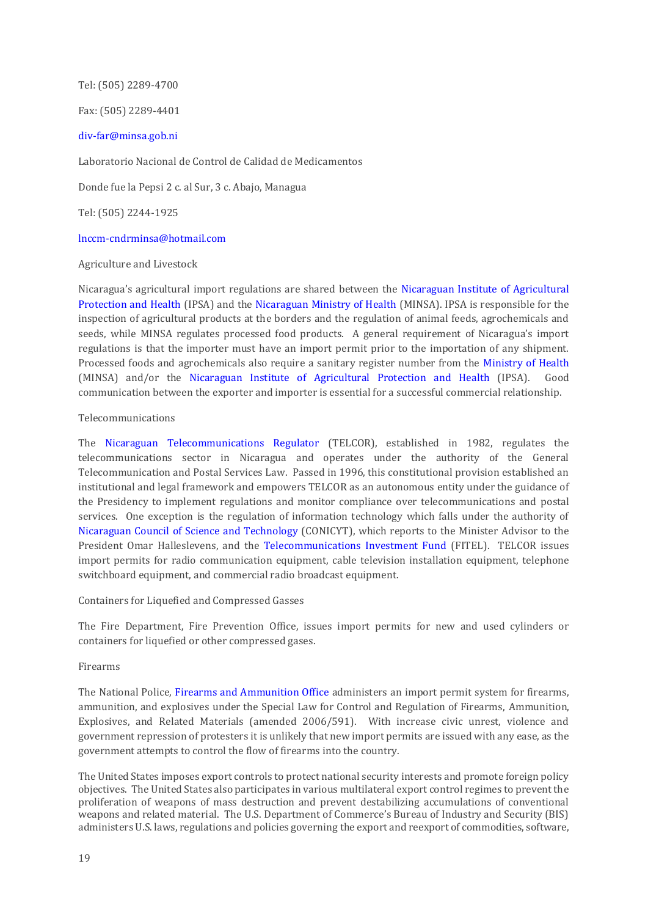Tel: (505) 2289-4700

Fax: (505) 2289-4401

div-far@minsa.gob.ni

Laboratorio Nacional de Control de Calidad de Medicamentos

Donde fue la Pepsi 2 c. al Sur, 3 c. Abajo, Managua

Tel: (505) 2244-1925

lnccm-cndrminsa@hotmail.com

Agriculture and Livestock

Nicaragua's agricultural import regulations are shared between the Nicaraguan Institute of Agricultural Protection and Health (IPSA) and the Nicaraguan Ministry of Health (MINSA). IPSA is responsible for the inspection of agricultural products at the borders and the regulation of animal feeds, agrochemicals and seeds, while MINSA regulates processed food products. A general requirement of Nicaragua's import regulations is that the importer must have an import permit prior to the importation of any shipment. Processed foods and agrochemicals also require a sanitary register number from the Ministry of Health (MINSA) and/or the Nicaraguan Institute of Agricultural Protection and Health (IPSA). Good communication between the exporter and importer is essential for a successful commercial relationship.

Telecommunications

The Nicaraguan Telecommunications Regulator (TELCOR), established in 1982, regulates the telecommunications sector in Nicaragua and operates under the authority of the General Telecommunication and Postal Services Law. Passed in 1996, this constitutional provision established an institutional and legal framework and empowers TELCOR as an autonomous entity under the guidance of the Presidency to implement regulations and monitor compliance over telecommunications and postal services. One exception is the regulation of information technology which falls under the authority of Nicaraguan Council of Science and Technology (CONICYT), which reports to the Minister Advisor to the President Omar Hallesleven​s, and the Telecommunications Investment Fund (FITEL). TELCOR issues import permits for radio communication equipment, cable television installation equipment, telephone switchboard equipment, and commercial radio broadcast equipment.

Containers for Liquefied and Compressed Gasses

The Fire Department, Fire Prevention Office, issues import permits for new and used cylinders or containers for liquefied or other compressed gases.

Firearms

The National Police, Firearms and Ammunition Office administers an import permit system for firearms, ammunition, and explosives under the Special Law for Control and Regulation of Firearms, Ammunition, Explosives, and Related Materials (amended 2006/591). With increase civic unrest, violence and government repression of protesters it is unlikely that new import permits are issued with any ease, as the government attempts to control the flow of firearms into the country.

The United States imposes export controls to protect national security interests and promote foreign policy objectives. The United States also participates in various multilateral export control regimes to prevent the proliferation of weapons of mass destruction and prevent destabilizing accumulations of conventional weapons and related material. The U.S. Department of Commerce's Bureau of Industry and Security (BIS) administers U.S. laws, regulations and policies governing the export and reexport of commodities, software,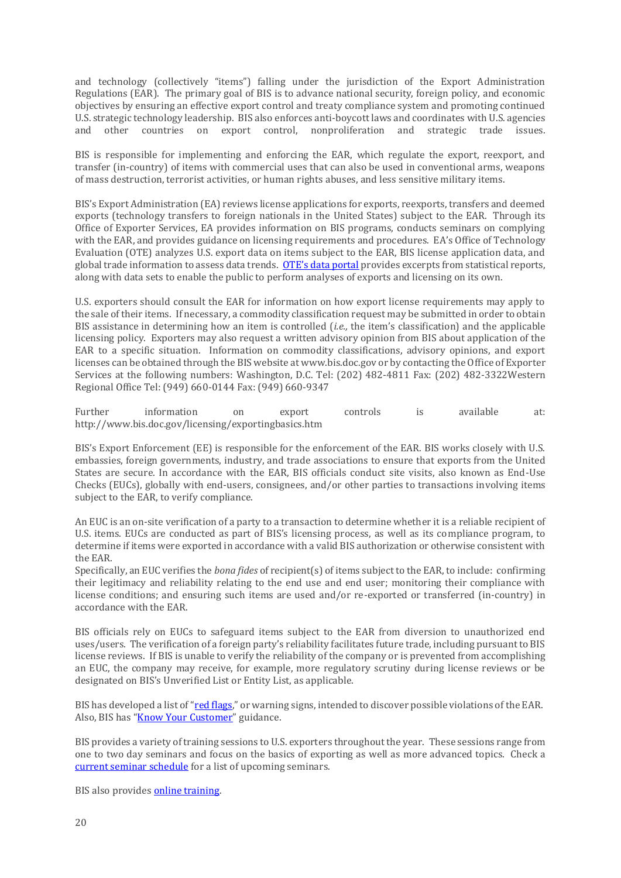and technology (collectively "items") falling under the jurisdiction of the Export Administration Regulations (EAR). The primary goal of BIS is to advance national security, foreign policy, and economic objectives by ensuring an effective export control and treaty compliance system and promoting continued U.S. strategic technology leadership. BIS also enforces anti-boycott laws and coordinates with U.S. agencies and other countries on export control, nonproliferation and strategic trade issues.

BIS is responsible for implementing and enforcing the EAR, which regulate the export, reexport, and transfer (in-country) of items with commercial uses that can also be used in conventional arms, weapons of mass destruction, terrorist activities, or human rights abuses, and less sensitive military items.

BIS's Export Administration (EA) reviews license applications for exports, reexports, transfers and deemed exports (technology transfers to foreign nationals in the United States) subject to the EAR. Through its Office of Exporter Services, EA provides information on BIS programs, conducts seminars on complying with the EAR, and provides guidance on licensing requirements and procedures. EA's Office of Technology Evaluation (OTE) analyzes U.S. export data on items subject to the EAR, BIS license application data, and global trade information to assess data trends. OTE's data portal provides excerpts from statistical reports, along with data sets to enable the public to perform analyses of exports and licensing on its own.

U.S. exporters should consult the EAR for information on how export license requirements may apply to the sale of their items. If necessary, a commodity classification request may be submitted in order to obtain BIS assistance in determining how an item is controlled (*i.e.,* the item's classification) and the applicable licensing policy. Exporters may also request a written advisory opinion from BIS about application of the EAR to a specific situation. Information on commodity classifications, advisory opinions, and export licenses can be obtained through the BIS website at www.bis.doc.gov or by contacting the Office of Exporter Services at the following numbers: Washington, D.C. Tel: (202) 482-4811 Fax: (202) 482-3322Western Regional Office Tel: (949) 660-0144 Fax: (949) 660-9347

Further information on export controls is available at: http://www.bis.doc.gov/licensing/exportingbasics.htm

BIS's Export Enforcement (EE) is responsible for the enforcement of the EAR. BIS works closely with U.S. embassies, foreign governments, industry, and trade associations to ensure that exports from the United States are secure. In accordance with the EAR, BIS officials conduct site visits, also known as End-Use Checks (EUCs), globally with end-users, consignees, and/or other parties to transactions involving items subject to the EAR, to verify compliance.

An EUC is an on-site verification of a party to a transaction to determine whether it is a reliable recipient of U.S. items. EUCs are conducted as part of BIS's licensing process, as well as its compliance program, to determine if items were exported in accordance with a valid BIS authorization or otherwise consistent with the EAR.
Specifically, an EUC verifies the *bona fides* of recipient(s) of items subject to the EAR, to include: confirming their legitimacy and reliability relating to the end use and end user; monitoring their compliance with license conditions; and ensuring such items are used and/or re-exported or transferred (in-country) in accordance with the EAR.

BIS officials rely on EUCs to safeguard items subject to the EAR from diversion to unauthorized end uses/users. The verification of a foreign party's reliability facilitates future trade, including pursuant to BIS license reviews. If BIS is unable to verify the reliability of the company or is prevented from accomplishing an EUC, the company may receive, for example, more regulatory scrutiny during license reviews or be designated on BIS's Unverified List or Entity List, as applicable.

BIS has developed a list of "red flags," or warning signs, intended to discover possible violations of the EAR. Also, BIS has "Know Your Customer" guidance.

BIS provides a variety of training sessions to U.S. exporters throughout the year. These sessions range from one to two day seminars and focus on the basics of exporting as well as more advanced topics. Check a current seminar schedule for a list of upcoming seminars.

BIS also provides online training.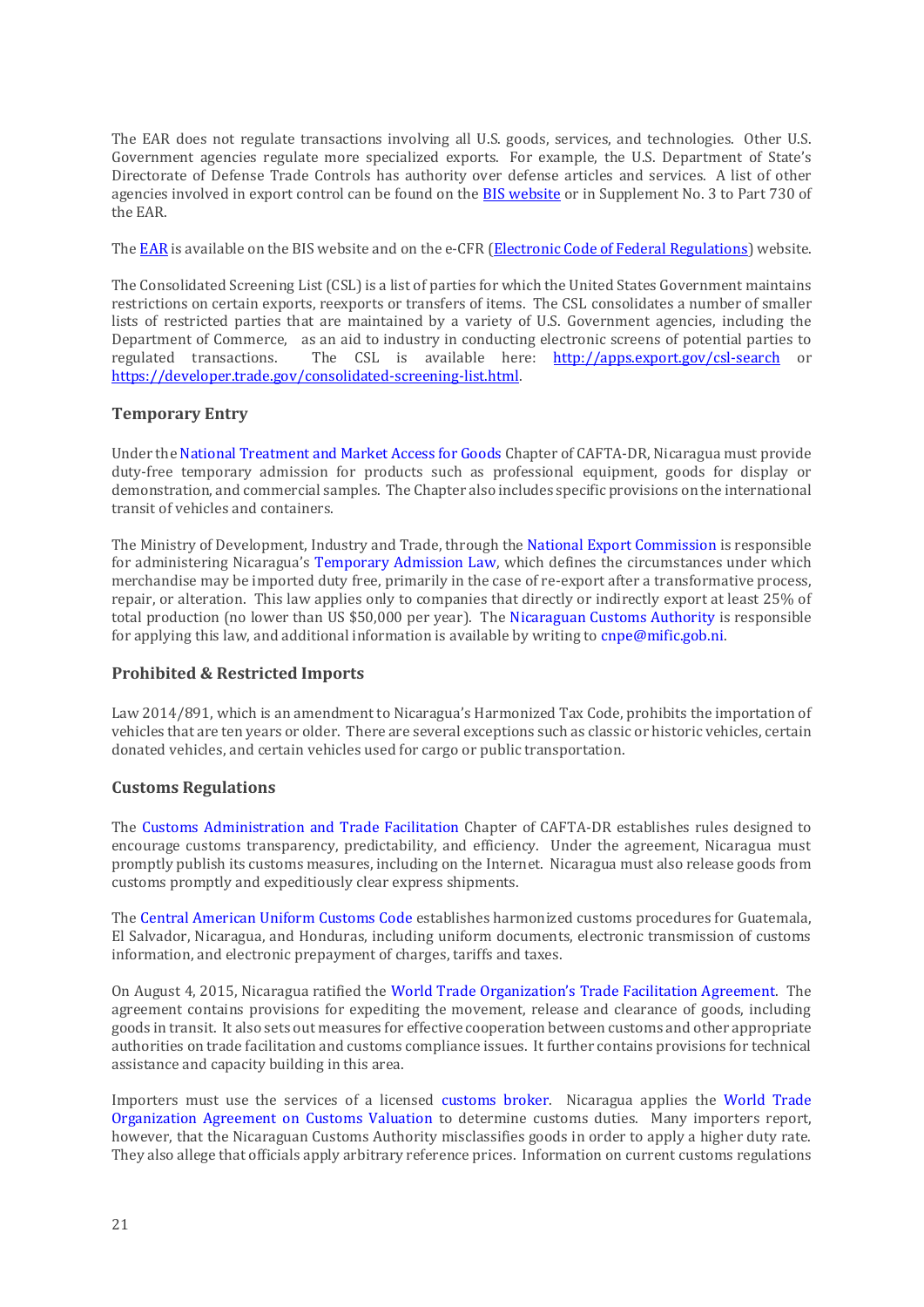The EAR does not regulate transactions involving all U.S. goods, services, and technologies. Other U.S. Government agencies regulate more specialized exports. For example, the U.S. Department of State's Directorate of Defense Trade Controls has authority over defense articles and services. A list of other agencies involved in export control can be found on the BIS website or in Supplement No. 3 to Part 730 of the EAR.

The EAR is available on the BIS website and on the e-CFR (Electronic Code of Federal Regulations) website.

The Consolidated Screening List (CSL) is a list of parties for which the United States Government maintains restrictions on certain exports, reexports or transfers of items. The CSL consolidates a number of smaller lists of restricted parties that are maintained by a variety of U.S. Government agencies, including the Department of Commerce, as an aid to industry in conducting electronic screens of potential parties to regulated transactions. The CSL is available here: http://apps.export.gov/csl-search or https://developer.trade.gov/consolidated-screening-list.html.

### Temporary Entry

Under the National Treatment and Market Access for Goods Chapter of CAFTA-DR, Nicaragua must provide duty-free temporary admission for products such as professional equipment, goods for display or demonstration, and commercial samples. The Chapter also includes specific provisions on the international transit of vehicles and containers.

The Ministry of Development, Industry and Trade, through the National Export Commission is responsible for administering Nicaragua's Temporary Admission Law, which defines the circumstances under which merchandise may be imported duty free, primarily in the case of re-export after a transformative process, repair, or alteration. This law applies only to companies that directly or indirectly export at least 25% of total production (no lower than US $50,000 per year). The Nicaraguan Customs Authority is responsible for applying this law, and additional information is available by writing to cnpe@mific.gob.ni.

### Prohibited & Restricted Imports

Law 2014/891, which is an amendment to Nicaragua's Harmonized Tax Code, prohibits the importation of vehicles that are ten years or older. There are several exceptions such as classic or historic vehicles, certain donated vehicles, and certain vehicles used for cargo or public transportation.

### Customs Regulations

The Customs Administration and Trade Facilitation Chapter of CAFTA-DR establishes rules designed to encourage customs transparency, predictability, and efficiency. Under the agreement, Nicaragua must promptly publish its customs measures, including on the Internet. Nicaragua must also release goods from customs promptly and expeditiously clear express shipments.

The Central American Uniform Customs Code establishes harmonized customs procedures for Guatemala, El Salvador, Nicaragua, and Honduras, including uniform documents, electronic transmission of customs information, and electronic prepayment of charges, tariffs and taxes.

On August 4, 2015, Nicaragua ratified the World Trade Organization's Trade Facilitation Agreement. The agreement contains provisions for expediting the movement, release and clearance of goods, including goods in transit. It also sets out measures for effective cooperation between customs and other appropriate authorities on trade facilitation and customs compliance issues. It further contains provisions for technical assistance and capacity building in this area.

Importers must use the services of a licensed customs broker. Nicaragua applies the World Trade Organization Agreement on Customs Valuation to determine customs duties. Many importers report, however, that the Nicaraguan Customs Authority misclassifies goods in order to apply a higher duty rate. They also allege that officials apply arbitrary reference prices. Information on current customs regulations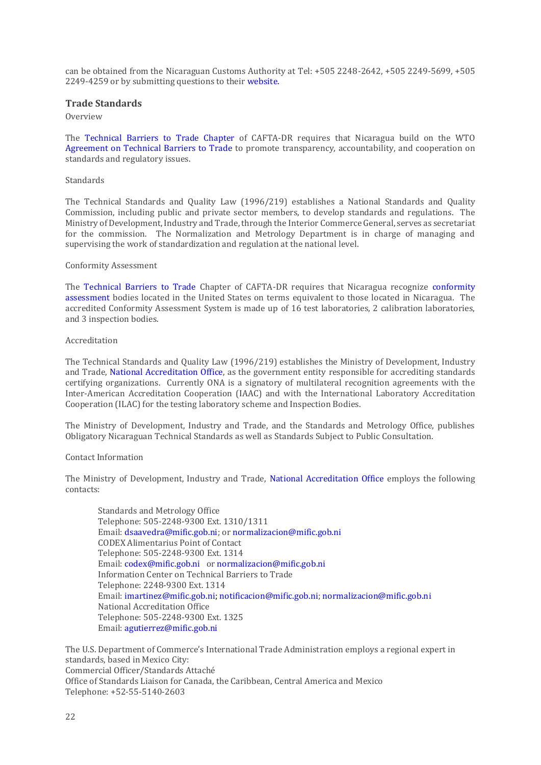can be obtained from the Nicaraguan Customs Authority at Tel: +505 2248-2642, +505 2249-5699, +505 2249-4259 or by submitting questions to their website.

### Trade Standards

Overview

The Technical Barriers to Trade Chapter of CAFTA-DR requires that Nicaragua build on the WTO Agreement on Technical Barriers to Trade to promote transparency, accountability, and cooperation on standards and regulatory issues.

Standards

The Technical Standards and Quality Law (1996/219) establishes a National Standards and Quality Commission, including public and private sector members, to develop standards and regulations. The Ministry of Development, Industry and Trade, through the Interior Commerce General, serves as secretariat for the commission. The Normalization and Metrology Department is in charge of managing and supervising the work of standardization and regulation at the national level.

Conformity Assessment

The Technical Barriers to Trade Chapter of CAFTA-DR requires that Nicaragua recognize conformity assessment bodies located in the United States on terms equivalent to those located in Nicaragua. The accredited Conformity Assessment System is made up of 16 test laboratories, 2 calibration laboratories, and 3 inspection bodies.

Accreditation

The Technical Standards and Quality Law (1996/219) establishes the Ministry of Development, Industry and Trade, National Accreditation Office, as the government entity responsible for accrediting standards certifying organizations. Currently ONA is a signatory of multilateral recognition agreements with the Inter-American Accreditation Cooperation (IAAC) and with the International Laboratory Accreditation Cooperation (ILAC) for the testing laboratory scheme and Inspection Bodies.

The Ministry of Development, Industry and Trade, and the Standards and Metrology Office, publishes Obligatory Nicaraguan Technical Standards as well as Standards Subject to Public Consultation.

Contact Information

The Ministry of Development, Industry and Trade, National Accreditation Office employs the following contacts:

> Standards and Metrology Office
> Telephone: 505-2248-9300 Ext. 1310/1311
> Email: dsaavedra@mific.gob.ni; or normalizacion@mific.gob.ni
> CODEX Alimentarius Point of Contact
> Telephone: 505-2248-9300 Ext. 1314
> Email: codex@mific.gob.ni or normalizacion@mific.gob.ni
> Information Center on Technical Barriers to Trade
> Telephone: 2248-9300 Ext. 1314
> Email: imartinez@mific.gob.ni; notificacion@mific.gob.ni; normalizacion@mific.gob.ni
> National Accreditation Office
> Telephone: 505-2248-9300 Ext. 1325
> Email: agutierrez@mific.gob.ni

The U.S. Department of Commerce's International Trade Administration employs a regional expert in standards, based in Mexico City:
Commercial Officer/Standards Attaché
Office of Standards Liaison for Canada, the Caribbean, Central America and Mexico
Telephone: +52-55-5140-2603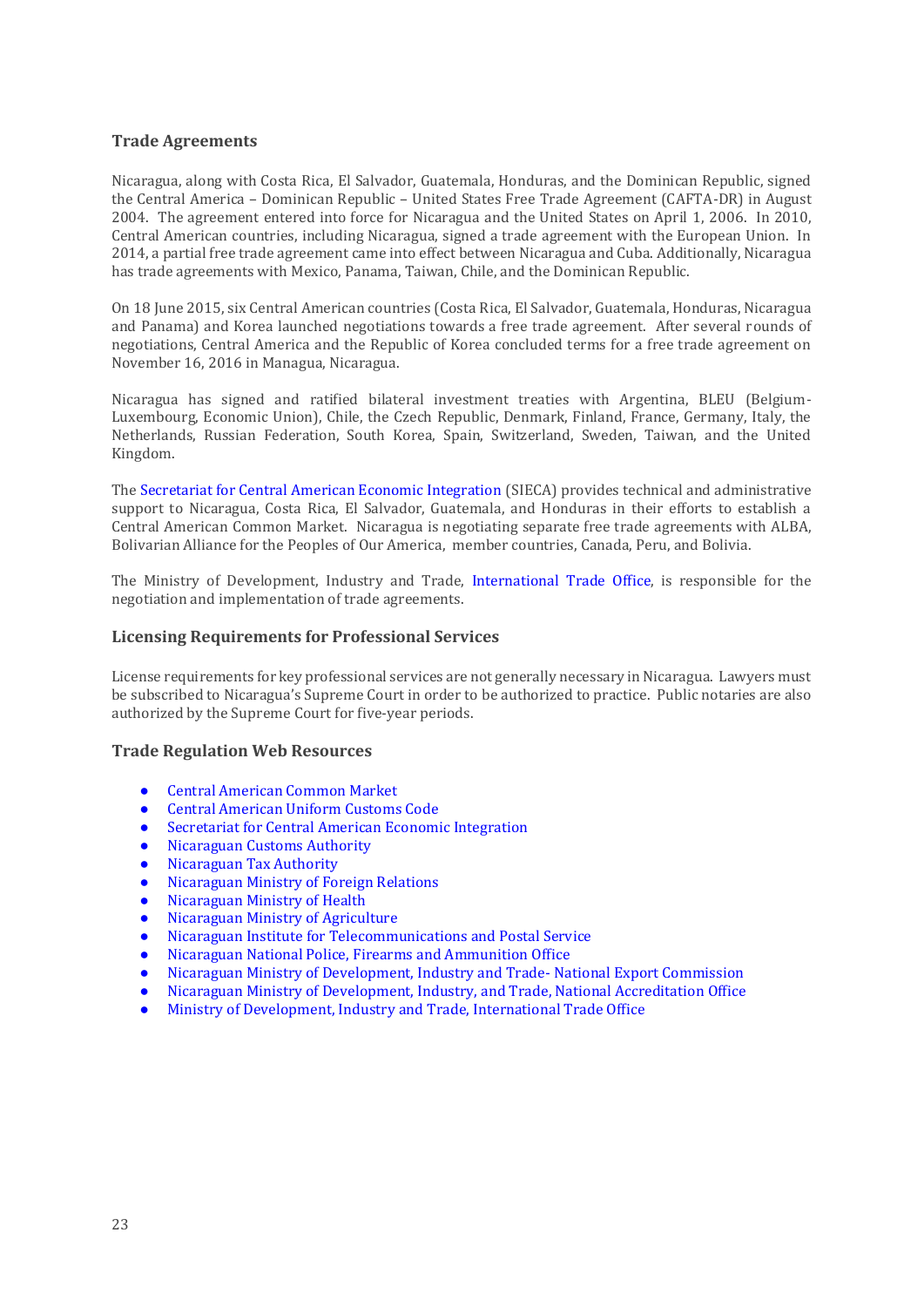## Trade Agreements

Nicaragua, along with Costa Rica, El Salvador, Guatemala, Honduras, and the Dominican Republic, signed the Central America – Dominican Republic – United States Free Trade Agreement (CAFTA-DR) in August 2004. The agreement entered into force for Nicaragua and the United States on April 1, 2006. In 2010, Central American countries, including Nicaragua, signed a trade agreement with the European Union. In 2014, a partial free trade agreement came into effect between Nicaragua and Cuba. Additionally, Nicaragua has trade agreements with Mexico, Panama, Taiwan, Chile, and the Dominican Republic.

On 18 June 2015, six Central American countries (Costa Rica, El Salvador, Guatemala, Honduras, Nicaragua and Panama) and Korea launched negotiations towards a free trade agreement. After several rounds of negotiations, Central America and the Republic of Korea concluded terms for a free trade agreement on November 16, 2016 in Managua, Nicaragua.

Nicaragua has signed and ratified bilateral investment treaties with Argentina, BLEU (Belgium-Luxembourg, Economic Union), Chile, the Czech Republic, Denmark, Finland, France, Germany, Italy, the Netherlands, Russian Federation, South Korea, Spain, Switzerland, Sweden, Taiwan, and the United Kingdom.

The Secretariat for Central American Economic Integration (SIECA) provides technical and administrative support to Nicaragua, Costa Rica, El Salvador, Guatemala, and Honduras in their efforts to establish a Central American Common Market. Nicaragua is negotiating separate free trade agreements with ALBA, Bolivarian Alliance for the Peoples of Our America, member countries, Canada, Peru, and Bolivia.

The Ministry of Development, Industry and Trade, International Trade Office, is responsible for the negotiation and implementation of trade agreements.

## Licensing Requirements for Professional Services

License requirements for key professional services are not generally necessary in Nicaragua. Lawyers must be subscribed to Nicaragua's Supreme Court in order to be authorized to practice. Public notaries are also authorized by the Supreme Court for five-year periods.

## Trade Regulation Web Resources

- Central American Common Market
- Central American Uniform Customs Code
- Secretariat for Central American Economic Integration
- Nicaraguan Customs Authority
- Nicaraguan Tax Authority
- Nicaraguan Ministry of Foreign Relations
- Nicaraguan Ministry of Health
- Nicaraguan Ministry of Agriculture
- Nicaraguan Institute for Telecommunications and Postal Service
- Nicaraguan National Police, Firearms and Ammunition Office
- Nicaraguan Ministry of Development, Industry and Trade- National Export Commission
- Nicaraguan Ministry of Development, Industry, and Trade, National Accreditation Office
- Ministry of Development, Industry and Trade, International Trade Office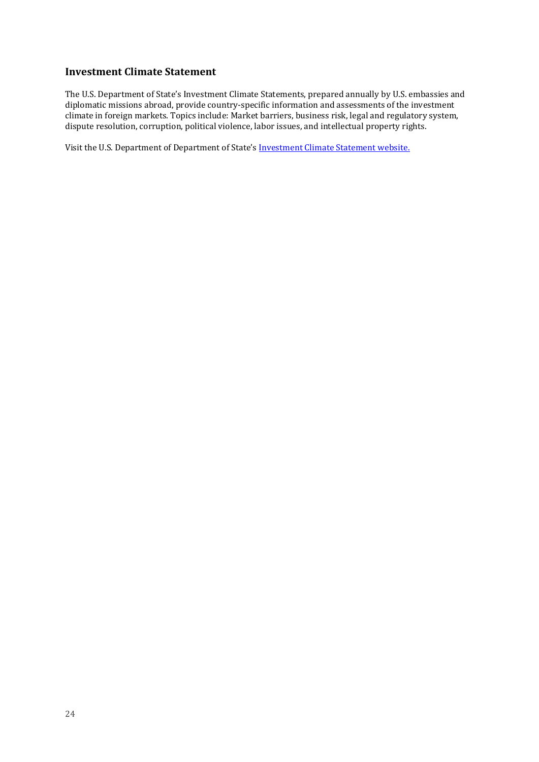## Investment Climate Statement

The U.S. Department of State's Investment Climate Statements, prepared annually by U.S. embassies and diplomatic missions abroad, provide country-specific information and assessments of the investment climate in foreign markets. Topics include: Market barriers, business risk, legal and regulatory system, dispute resolution, corruption, political violence, labor issues, and intellectual property rights.

Visit the U.S. Department of Department of State's Investment Climate Statement website.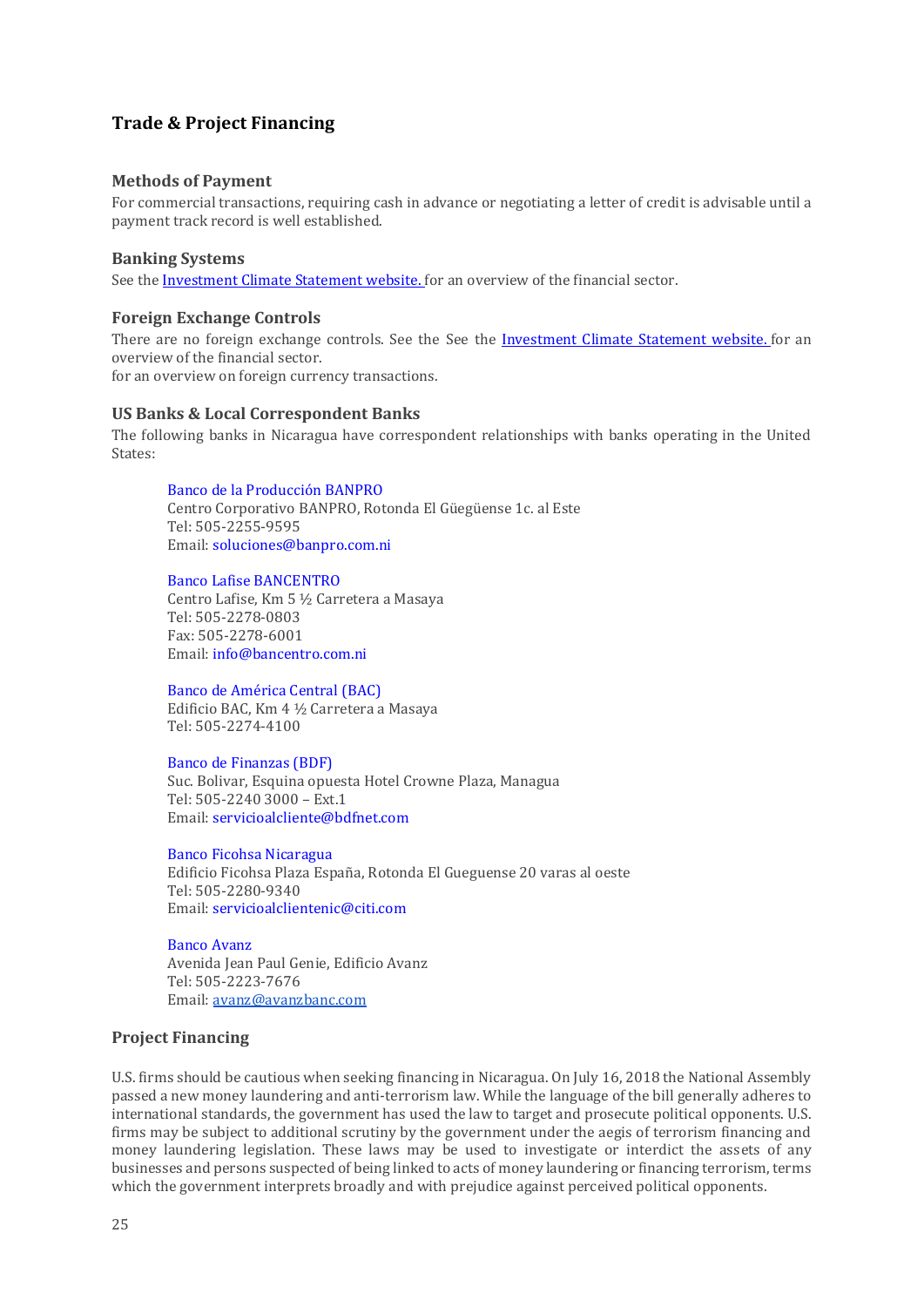## Trade & Project Financing

### Methods of Payment

For commercial transactions, requiring cash in advance or negotiating a letter of credit is advisable until a payment track record is well established.

### Banking Systems

See the [Investment Climate Statement website.](#) for an overview of the financial sector.

### Foreign Exchange Controls

There are no foreign exchange controls. See the See the [Investment Climate Statement website.](#) for an overview of the financial sector.
for an overview on foreign currency transactions.

### US Banks & Local Correspondent Banks

The following banks in Nicaragua have correspondent relationships with banks operating in the United States:

> Banco de la Producción BANPRO
> Centro Corporativo BANPRO, Rotonda El Güegüense 1c. al Este
> Tel: 505-2255-9595
> Email: soluciones@banpro.com.ni
>
> Banco Lafise BANCENTRO
> Centro Lafise, Km 5 ½ Carretera a Masaya
> Tel: 505-2278-0803
> Fax: 505-2278-6001
> Email: info@bancentro.com.ni
>
> Banco de América Central (BAC)
> Edificio BAC, Km 4 ½ Carretera a Masaya
> Tel: 505-2274-4100
>
> Banco de Finanzas (BDF)
> Suc. Bolivar, Esquina opuesta Hotel Crowne Plaza, Managua
> Tel: 505-2240 3000 – Ext.1
> Email: servicioalcliente@bdfnet.com
>
> Banco Ficohsa Nicaragua
> Edificio Ficohsa Plaza España, Rotonda El Gueguense 20 varas al oeste
> Tel: 505-2280-9340
> Email: servicioalclientenic@citi.com
>
> Banco Avanz
> Avenida Jean Paul Genie, Edificio Avanz
> Tel: 505-2223-7676
> Email: avanz@avanzbanc.com

### Project Financing

U.S. firms should be cautious when seeking financing in Nicaragua. On July 16, 2018 the National Assembly passed a new money laundering and anti-terrorism law. While the language of the bill generally adheres to international standards, the government has used the law to target and prosecute political opponents. U.S. firms may be subject to additional scrutiny by the government under the aegis of terrorism financing and money laundering legislation. These laws may be used to investigate or interdict the assets of any businesses and persons suspected of being linked to acts of money laundering or financing terrorism, terms which the government interprets broadly and with prejudice against perceived political opponents.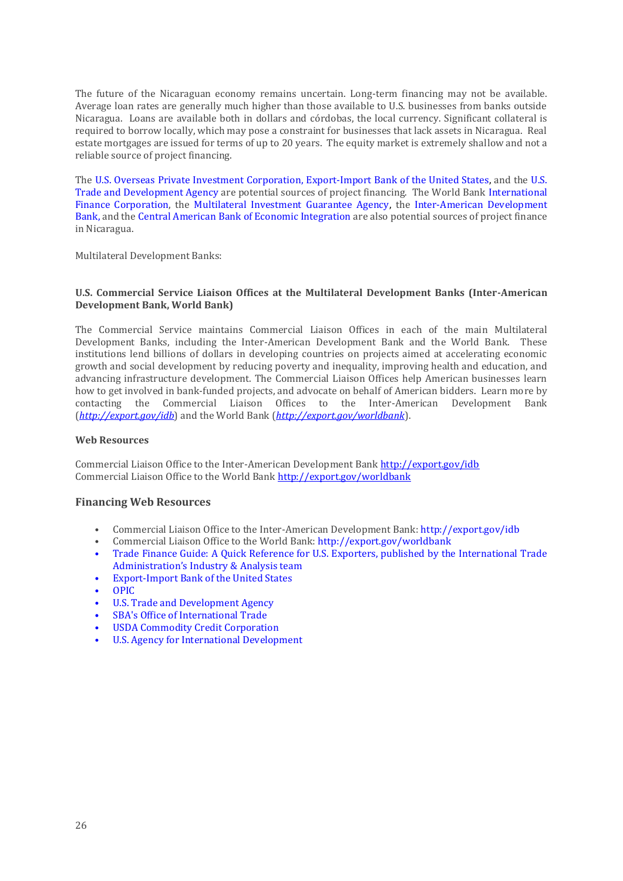The future of the Nicaraguan economy remains uncertain. Long-term financing may not be available. Average loan rates are generally much higher than those available to U.S. businesses from banks outside Nicaragua. Loans are available both in dollars and córdobas, the local currency. Significant collateral is required to borrow locally, which may pose a constraint for businesses that lack assets in Nicaragua. Real estate mortgages are issued for terms of up to 20 years. The equity market is extremely shallow and not a reliable source of project financing.

The U.S. Overseas Private Investment Corporation, Export-Import Bank of the United States, and the U.S. Trade and Development Agency are potential sources of project financing. The World Bank International Finance Corporation, the Multilateral Investment Guarantee Agency, the Inter-American Development Bank, and the Central American Bank of Economic Integration are also potential sources of project finance in Nicaragua.

Multilateral Development Banks:

**U.S. Commercial Service Liaison Offices at the Multilateral Development Banks (Inter-American Development Bank, World Bank)**

The Commercial Service maintains Commercial Liaison Offices in each of the main Multilateral Development Banks, including the Inter-American Development Bank and the World Bank. These institutions lend billions of dollars in developing countries on projects aimed at accelerating economic growth and social development by reducing poverty and inequality, improving health and education, and advancing infrastructure development. The Commercial Liaison Offices help American businesses learn how to get involved in bank-funded projects, and advocate on behalf of American bidders. Learn more by contacting the Commercial Liaison Offices to the Inter-American Development Bank (*http://export.gov/idb*) and the World Bank (*http://export.gov/worldbank*).

**Web Resources**

Commercial Liaison Office to the Inter-American Development Bank http://export.gov/idb
Commercial Liaison Office to the World Bank http://export.gov/worldbank

### Financing Web Resources

- Commercial Liaison Office to the Inter-American Development Bank: http://export.gov/idb
- Commercial Liaison Office to the World Bank: http://export.gov/worldbank
- Trade Finance Guide: A Quick Reference for U.S. Exporters, published by the International Trade Administration's Industry & Analysis team
- Export-Import Bank of the United States
- OPIC
- U.S. Trade and Development Agency
- SBA's Office of International Trade
- USDA Commodity Credit Corporation
- U.S. Agency for International Development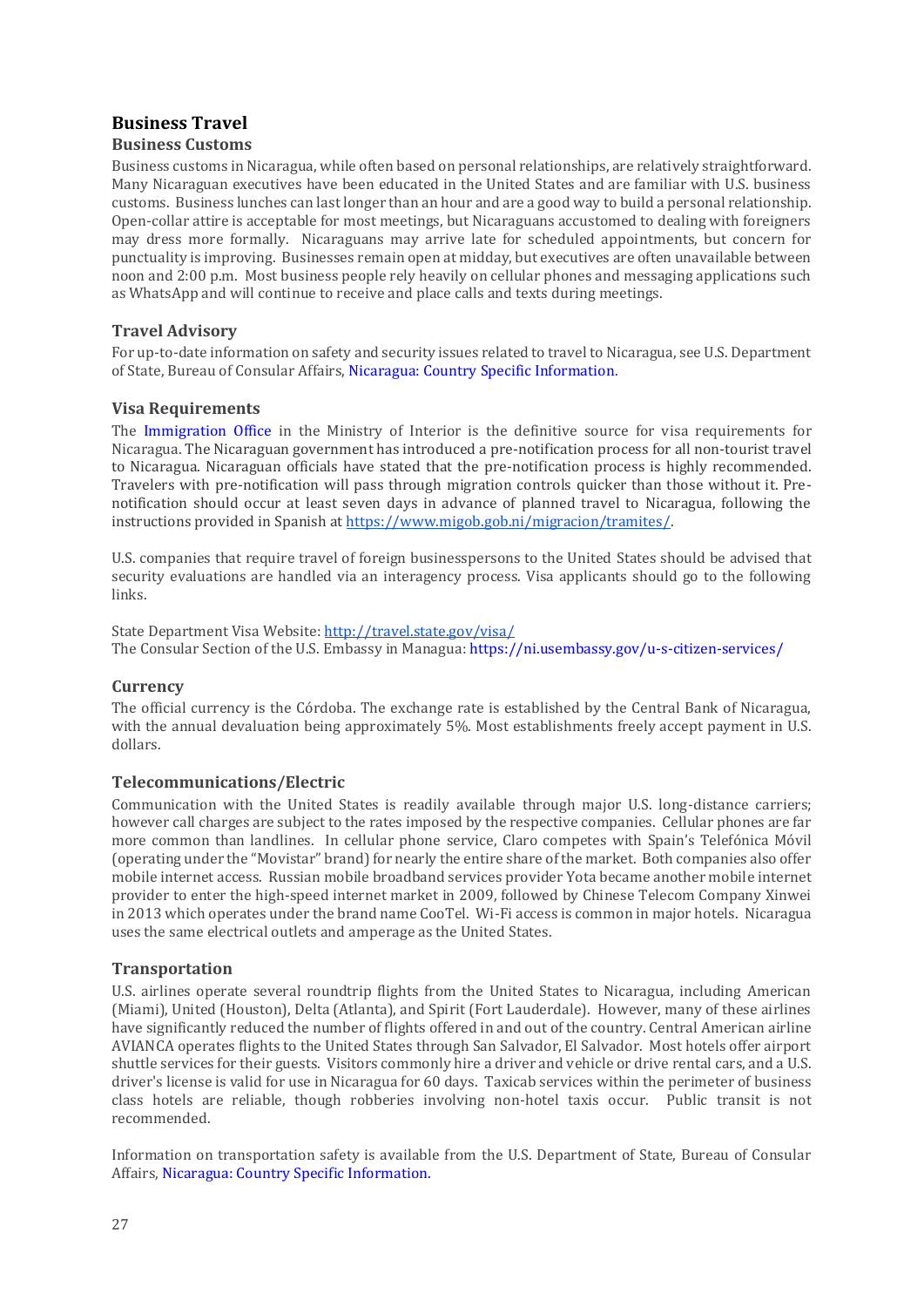## Business Travel

### Business Customs

Business customs in Nicaragua, while often based on personal relationships, are relatively straightforward. Many Nicaraguan executives have been educated in the United States and are familiar with U.S. business customs. Business lunches can last longer than an hour and are a good way to build a personal relationship. Open-collar attire is acceptable for most meetings, but Nicaraguans accustomed to dealing with foreigners may dress more formally. Nicaraguans may arrive late for scheduled appointments, but concern for punctuality is improving. Businesses remain open at midday, but executives are often unavailable between noon and 2:00 p.m. Most business people rely heavily on cellular phones and messaging applications such as WhatsApp and will continue to receive and place calls and texts during meetings.

### Travel Advisory

For up-to-date information on safety and security issues related to travel to Nicaragua, see U.S. Department of State, Bureau of Consular Affairs, Nicaragua: Country Specific Information.

### Visa Requirements

The Immigration Office in the Ministry of Interior is the definitive source for visa requirements for Nicaragua. The Nicaraguan government has introduced a pre-notification process for all non-tourist travel to Nicaragua. Nicaraguan officials have stated that the pre-notification process is highly recommended. Travelers with pre-notification will pass through migration controls quicker than those without it. Pre-notification should occur at least seven days in advance of planned travel to Nicaragua, following the instructions provided in Spanish at https://www.migob.gob.ni/migracion/tramites/.

U.S. companies that require travel of foreign businesspersons to the United States should be advised that security evaluations are handled via an interagency process. Visa applicants should go to the following links.

State Department Visa Website: http://travel.state.gov/visa/
The Consular Section of the U.S. Embassy in Managua: https://ni.usembassy.gov/u-s-citizen-services/

### Currency

The official currency is the Córdoba. The exchange rate is established by the Central Bank of Nicaragua, with the annual devaluation being approximately 5%. Most establishments freely accept payment in U.S. dollars.

### Telecommunications/Electric

Communication with the United States is readily available through major U.S. long-distance carriers; however call charges are subject to the rates imposed by the respective companies. Cellular phones are far more common than landlines. In cellular phone service, Claro competes with Spain's Telefónica Móvil (operating under the "Movistar" brand) for nearly the entire share of the market. Both companies also offer mobile internet access. Russian mobile broadband services provider Yota became another mobile internet provider to enter the high-speed internet market in 2009, followed by Chinese Telecom Company Xinwei in 2013 which operates under the brand name CooTel. Wi-Fi access is common in major hotels. Nicaragua uses the same electrical outlets and amperage as the United States.

### Transportation

U.S. airlines operate several roundtrip flights from the United States to Nicaragua, including American (Miami), United (Houston), Delta (Atlanta), and Spirit (Fort Lauderdale). However, many of these airlines have significantly reduced the number of flights offered in and out of the country. Central American airline AVIANCA operates flights to the United States through San Salvador, El Salvador. Most hotels offer airport shuttle services for their guests. Visitors commonly hire a driver and vehicle or drive rental cars, and a U.S. driver's license is valid for use in Nicaragua for 60 days. Taxicab services within the perimeter of business class hotels are reliable, though robberies involving non-hotel taxis occur. Public transit is not recommended.

Information on transportation safety is available from the U.S. Department of State, Bureau of Consular Affairs, Nicaragua: Country Specific Information.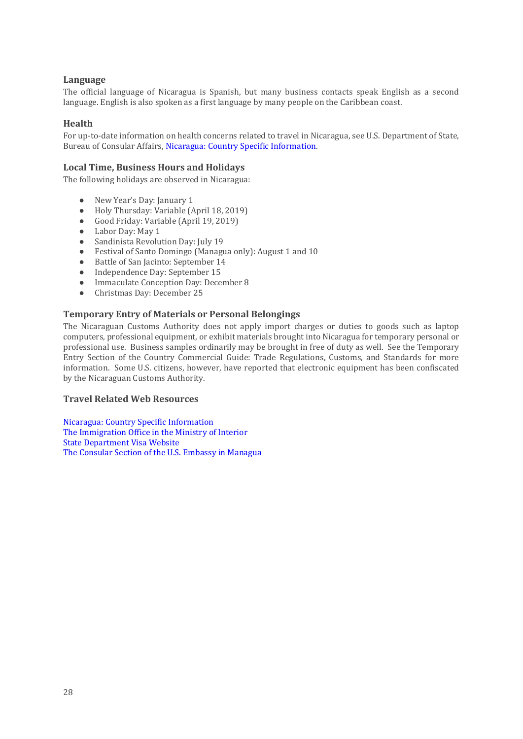### Language

The official language of Nicaragua is Spanish, but many business contacts speak English as a second language. English is also spoken as a first language by many people on the Caribbean coast.

### Health

For up-to-date information on health concerns related to travel in Nicaragua, see U.S. Department of State, Bureau of Consular Affairs, Nicaragua: Country Specific Information.

### Local Time, Business Hours and Holidays

The following holidays are observed in Nicaragua:

- New Year's Day: January 1
- Holy Thursday: Variable (April 18, 2019)
- Good Friday: Variable (April 19, 2019)
- Labor Day: May 1
- Sandinista Revolution Day: July 19
- Festival of Santo Domingo (Managua only): August 1 and 10
- Battle of San Jacinto: September 14
- Independence Day: September 15
- Immaculate Conception Day: December 8
- Christmas Day: December 25

### Temporary Entry of Materials or Personal Belongings

The Nicaraguan Customs Authority does not apply import charges or duties to goods such as laptop computers, professional equipment, or exhibit materials brought into Nicaragua for temporary personal or professional use. Business samples ordinarily may be brought in free of duty as well. See the Temporary Entry Section of the Country Commercial Guide: Trade Regulations, Customs, and Standards for more information. Some U.S. citizens, however, have reported that electronic equipment has been confiscated by the Nicaraguan Customs Authority.

### Travel Related Web Resources

Nicaragua: Country Specific Information
The Immigration Office in the Ministry of Interior
State Department Visa Website
The Consular Section of the U.S. Embassy in Managua